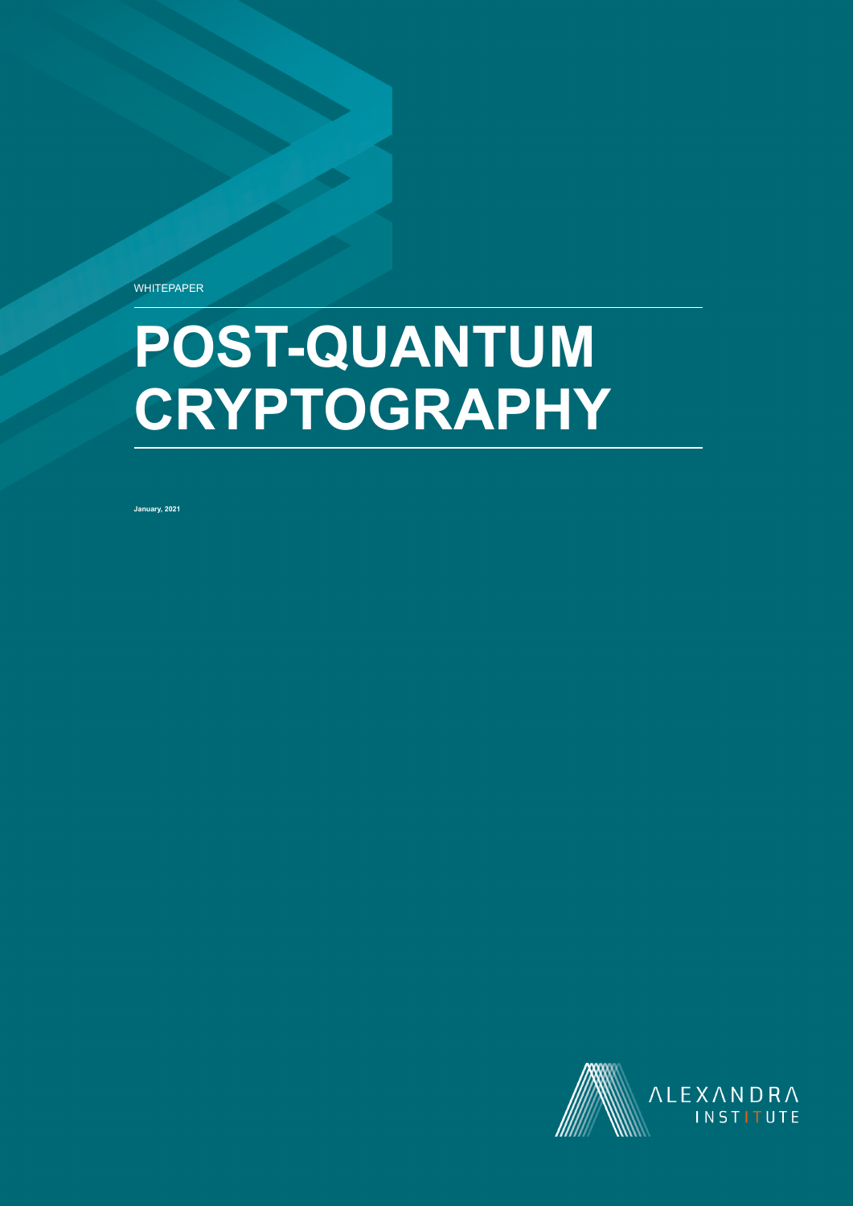WHITEPAPER

# POST-QUANTUM CRYPTOGRAPHY

**January, 2021**

ALEXANDRA INSTITUTE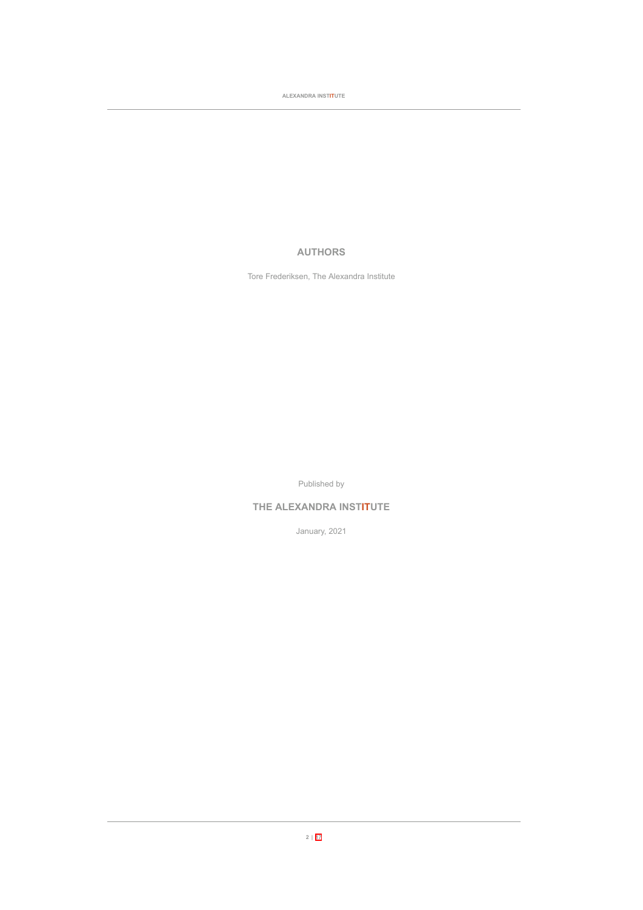## AUTHORS

Tore Frederiksen, The Alexandra Institute

Published by

**THE ALEXANDRA INSTITUTE**

January, 2021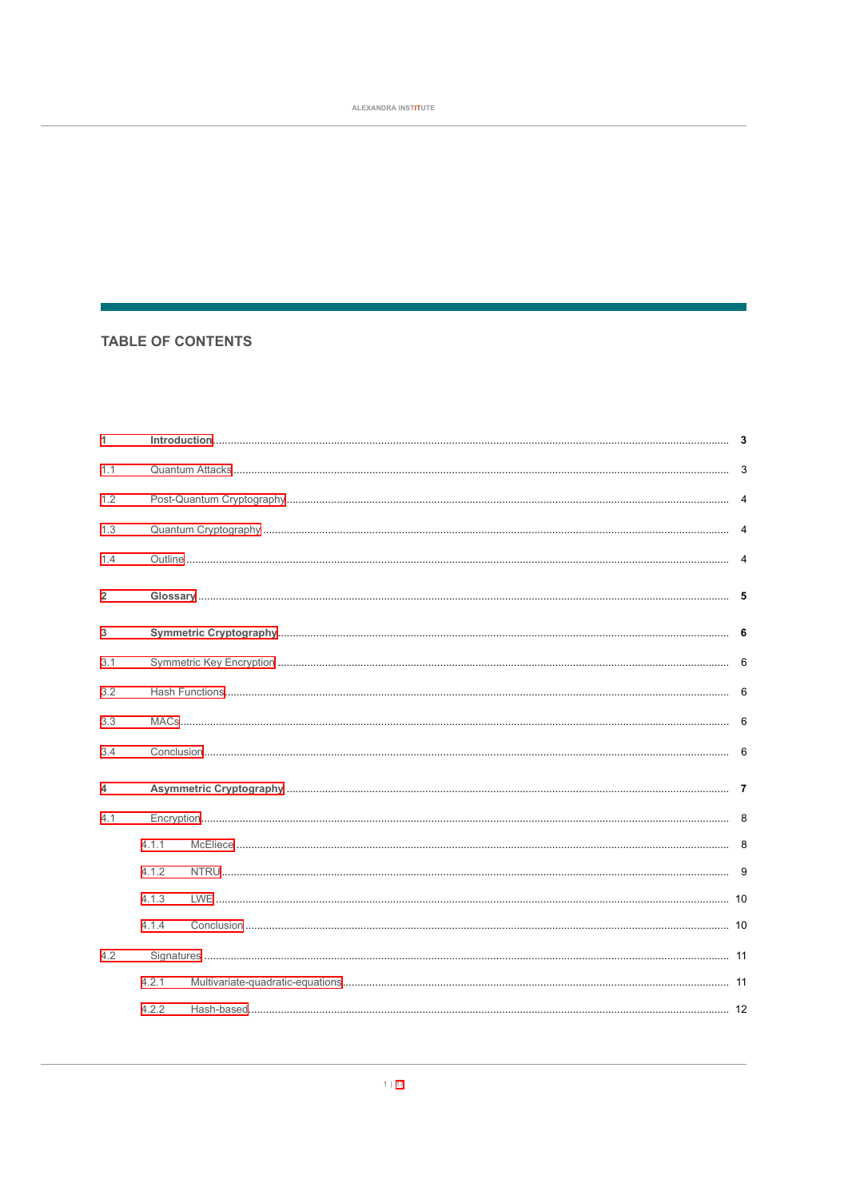## TABLE OF CONTENTS

**1 Introduction** ........ **3**

1.1 Quantum Attacks ........ 3

1.2 Post-Quantum Cryptography ........ 4

1.3 Quantum Cryptography ........ 4

1.4 Outline ........ 4

**2 Glossary** ........ **5**

**3 Symmetric Cryptography** ........ **6**

3.1 Symmetric Key Encryption ........ 6

3.2 Hash Functions ........ 6

3.3 MACs ........ 6

3.4 Conclusion ........ 6

**4 Asymmetric Cryptography** ........ **7**

4.1 Encryption ........ 8

- 4.1.1 McEliece ........ 8
- 4.1.2 NTRU ........ 9
- 4.1.3 LWE ........ 10
- 4.1.4 Conclusion ........ 10

4.2 Signatures ........ 11

- 4.2.1 Multivariate-quadratic-equations ........ 11
- 4.2.2 Hash-based ........ 12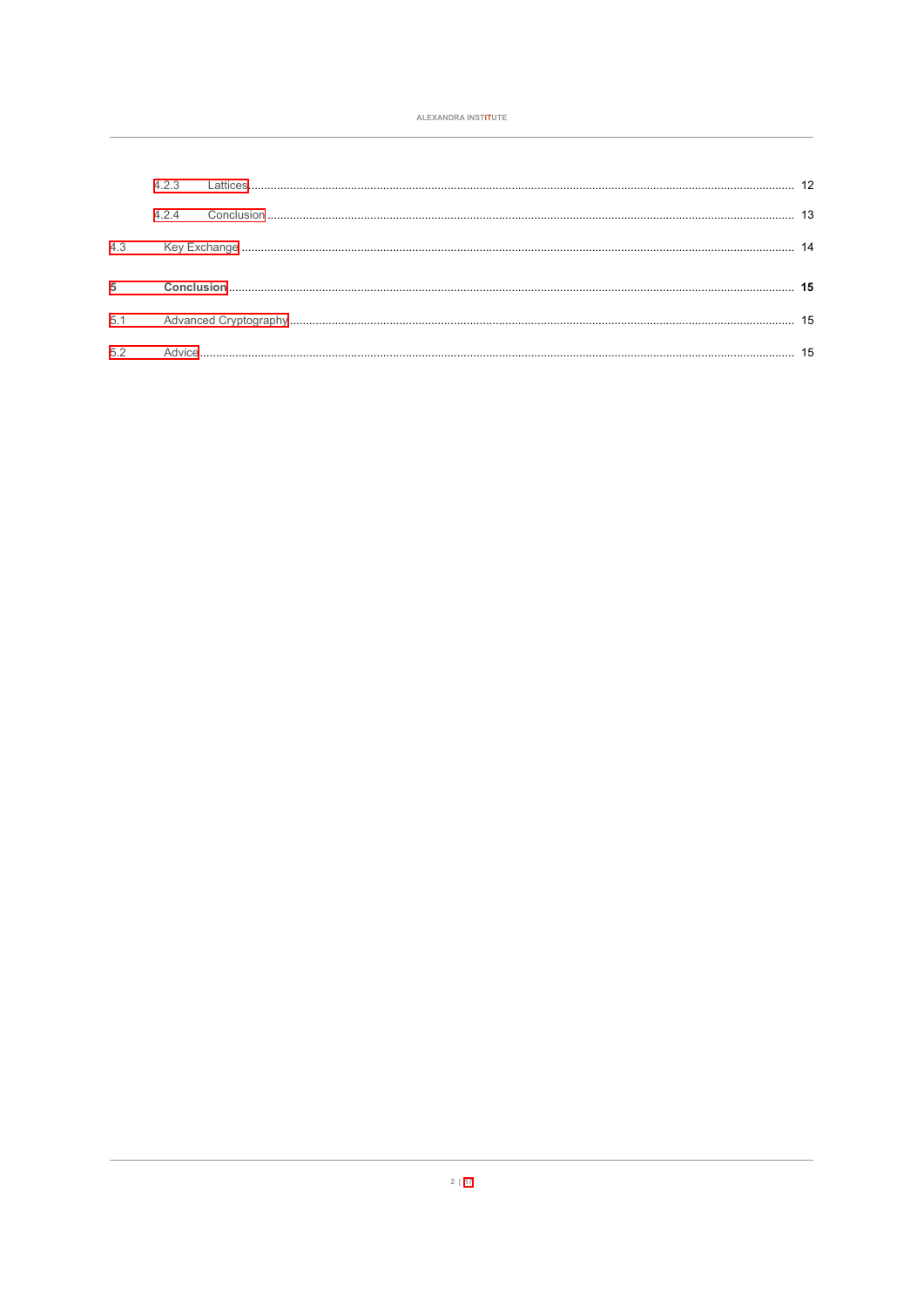4.2.3 Lattices ........................................................................................................................................................ 12

4.2.4 Conclusion ................................................................................................................................................... 13

4.3 Key Exchange ................................................................................................................................................ 14

**5 Conclusion ........................................................................................................................................................ 15**

5.1 Advanced Cryptography ................................................................................................................................. 15

5.2 Advice ............................................................................................................................................................. 15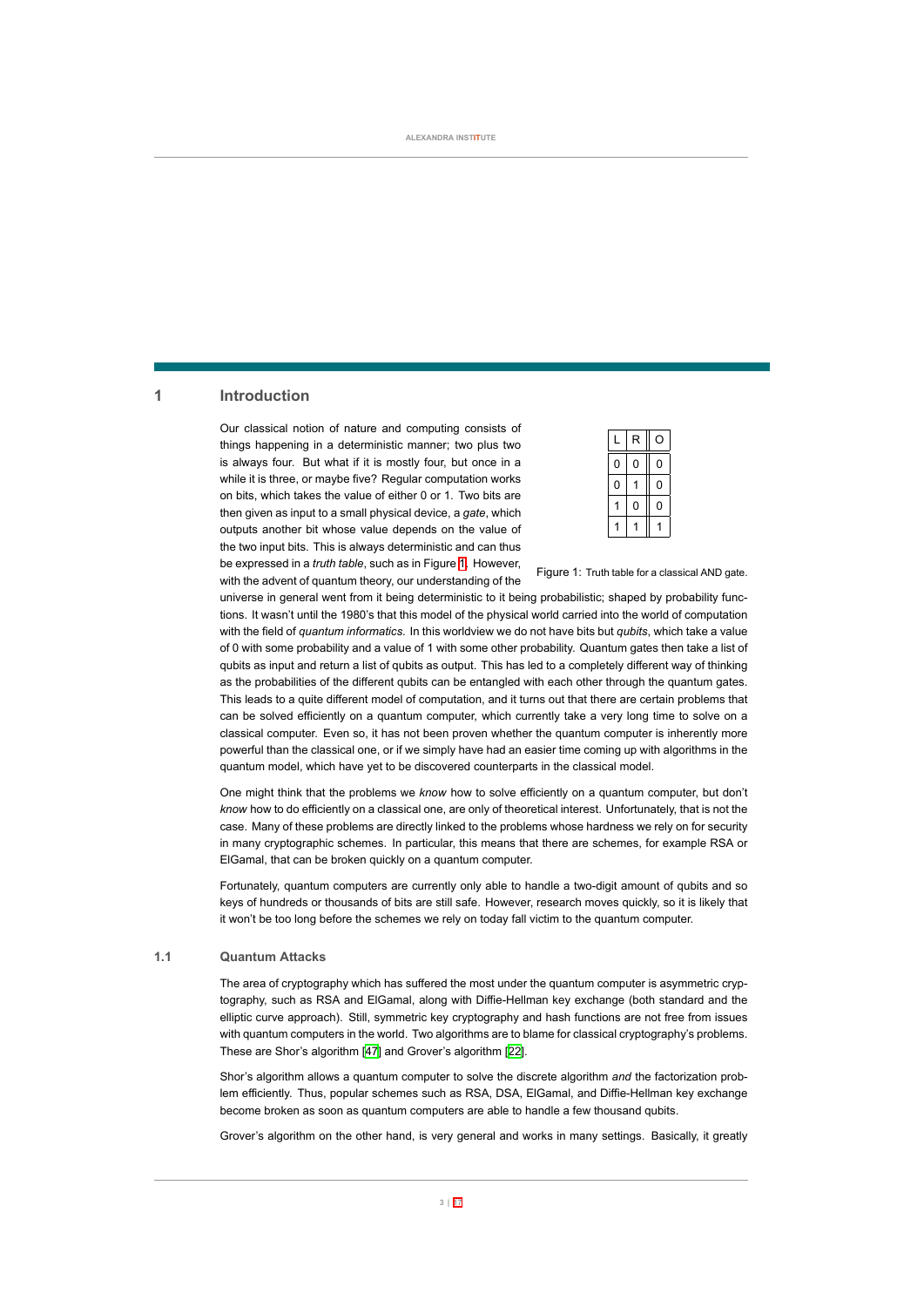# 1 Introduction

Our classical notion of nature and computing consists of things happening in a deterministic manner; two plus two is always four. But what if it is mostly four, but once in a while it is three, or maybe five? Regular computation works on bits, which takes the value of either 0 or 1. Two bits are then given as input to a small physical device, a *gate*, which outputs another bit whose value depends on the value of the two input bits. This is always deterministic and can thus be expressed in a *truth table*, such as in Figure 1. However, with the advent of quantum theory, our understanding of the universe in general went from it being deterministic to it being probabilistic; shaped by probability functions. It wasn't until the 1980's that this model of the physical world carried into the world of computation with the field of *quantum informatics*. In this worldview we do not have bits but *qubits*, which take a value of 0 with some probability and a value of 1 with some other probability. Quantum gates then take a list of qubits as input and return a list of qubits as output. This has led to a completely different way of thinking as the probabilities of the different qubits can be entangled with each other through the quantum gates. This leads to a quite different model of computation, and it turns out that there are certain problems that can be solved efficiently on a quantum computer, which currently take a very long time to solve on a classical computer. Even so, it has not been proven whether the quantum computer is inherently more powerful than the classical one, or if we simply have had an easier time coming up with algorithms in the quantum model, which have yet to be discovered counterparts in the classical model.

| L | R | O |
|---|---|---|
| 0 | 0 | 0 |
| 0 | 1 | 0 |
| 1 | 0 | 0 |
| 1 | 1 | 1 |

Figure 1: Truth table for a classical AND gate.

One might think that the problems we *know* how to solve efficiently on a quantum computer, but don't *know* how to do efficiently on a classical one, are only of theoretical interest. Unfortunately, that is not the case. Many of these problems are directly linked to the problems whose hardness we rely on for security in many cryptographic schemes. In particular, this means that there are schemes, for example RSA or ElGamal, that can be broken quickly on a quantum computer.

Fortunately, quantum computers are currently only able to handle a two-digit amount of qubits and so keys of hundreds or thousands of bits are still safe. However, research moves quickly, so it is likely that it won't be too long before the schemes we rely on today fall victim to the quantum computer.

## 1.1 Quantum Attacks

The area of cryptography which has suffered the most under the quantum computer is asymmetric cryptography, such as RSA and ElGamal, along with Diffie-Hellman key exchange (both standard and the elliptic curve approach). Still, symmetric key cryptography and hash functions are not free from issues with quantum computers in the world. Two algorithms are to blame for classical cryptography's problems. These are Shor's algorithm [47] and Grover's algorithm [22].

Shor's algorithm allows a quantum computer to solve the discrete algorithm *and* the factorization problem efficiently. Thus, popular schemes such as RSA, DSA, ElGamal, and Diffie-Hellman key exchange become broken as soon as quantum computers are able to handle a few thousand qubits.

Grover's algorithm on the other hand, is very general and works in many settings. Basically, it greatly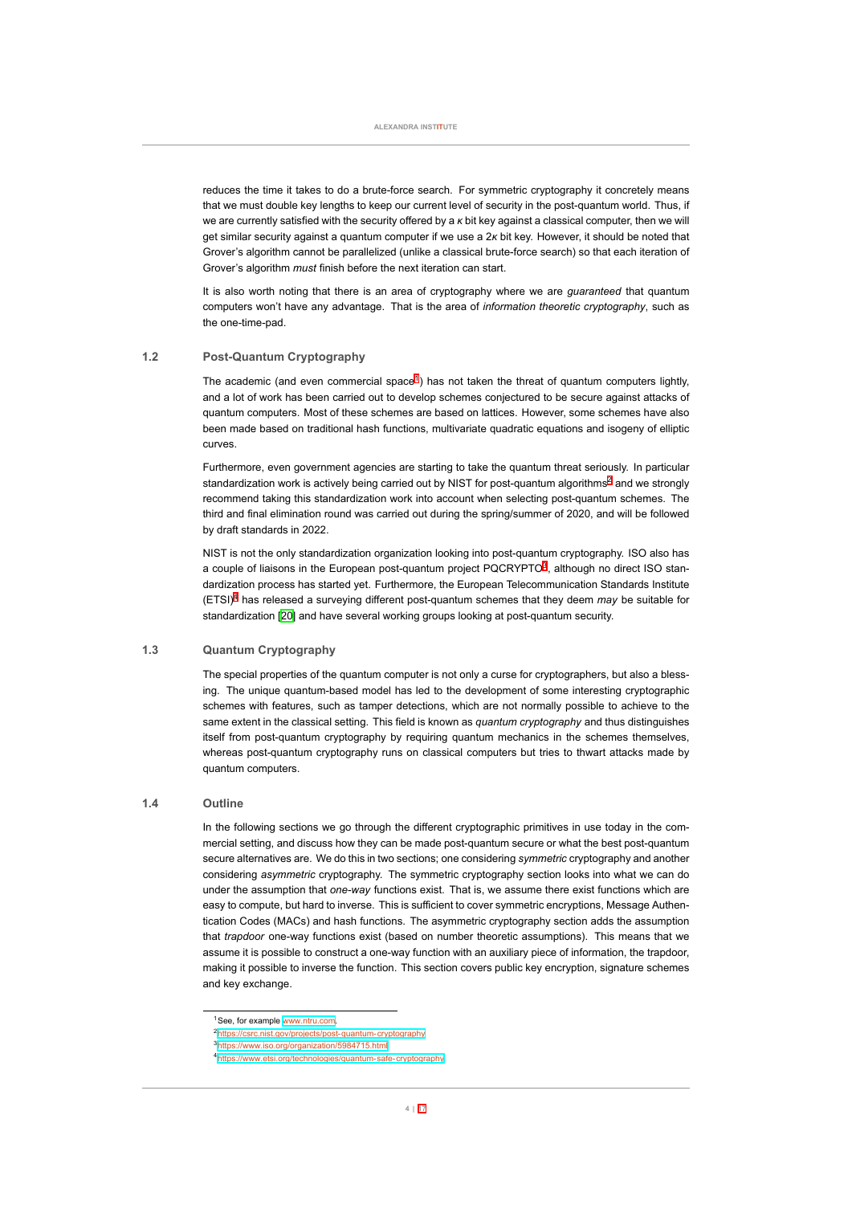reduces the time it takes to do a brute-force search. For symmetric cryptography it concretely means that we must double key lengths to keep our current level of security in the post-quantum world. Thus, if we are currently satisfied with the security offered by a $\kappa$ bit key against a classical computer, then we will get similar security against a quantum computer if we use a $2\kappa$ bit key. However, it should be noted that Grover's algorithm cannot be parallelized (unlike a classical brute-force search) so that each iteration of Grover's algorithm *must* finish before the next iteration can start.

It is also worth noting that there is an area of cryptography where we are *guaranteed* that quantum computers won't have any advantage. That is the area of *information theoretic cryptography*, such as the one-time-pad.

## 1.2 Post-Quantum Cryptography

The academic (and even commercial space[1]) has not taken the threat of quantum computers lightly, and a lot of work has been carried out to develop schemes conjectured to be secure against attacks of quantum computers. Most of these schemes are based on lattices. However, some schemes have also been made based on traditional hash functions, multivariate quadratic equations and isogeny of elliptic curves.

Furthermore, even government agencies are starting to take the quantum threat seriously. In particular standardization work is actively being carried out by NIST for post-quantum algorithms[2] and we strongly recommend taking this standardization work into account when selecting post-quantum schemes. The third and final elimination round was carried out during the spring/summer of 2020, and will be followed by draft standards in 2022.

NIST is not the only standardization organization looking into post-quantum cryptography. ISO also has a couple of liaisons in the European post-quantum project PQCRYPTO[3], although no direct ISO standardization process has started yet. Furthermore, the European Telecommunication Standards Institute (ETSI)[4] has released a surveying different post-quantum schemes that they deem *may* be suitable for standardization [20] and have several working groups looking at post-quantum security.

## 1.3 Quantum Cryptography

The special properties of the quantum computer is not only a curse for cryptographers, but also a blessing. The unique quantum-based model has led to the development of some interesting cryptographic schemes with features, such as tamper detections, which are not normally possible to achieve to the same extent in the classical setting. This field is known as *quantum cryptography* and thus distinguishes itself from post-quantum cryptography by requiring quantum mechanics in the schemes themselves, whereas post-quantum cryptography runs on classical computers but tries to thwart attacks made by quantum computers.

## 1.4 Outline

In the following sections we go through the different cryptographic primitives in use today in the commercial setting, and discuss how they can be made post-quantum secure or what the best post-quantum secure alternatives are. We do this in two sections; one considering *symmetric* cryptography and another considering *asymmetric* cryptography. The symmetric cryptography section looks into what we can do under the assumption that *one-way* functions exist. That is, we assume there exist functions which are easy to compute, but hard to inverse. This is sufficient to cover symmetric encryptions, Message Authentication Codes (MACs) and hash functions. The asymmetric cryptography section adds the assumption that *trapdoor* one-way functions exist (based on number theoretic assumptions). This means that we assume it is possible to construct a one-way function with an auxiliary piece of information, the trapdoor, making it possible to inverse the function. This section covers public key encryption, signature schemes and key exchange.

---

[1] See, for example www.ntru.com.

[2] https://csrc.nist.gov/projects/post-quantum-cryptography

[3] https://www.iso.org/organization/5984715.html

[4] https://www.etsi.org/technologies/quantum-safe-cryptography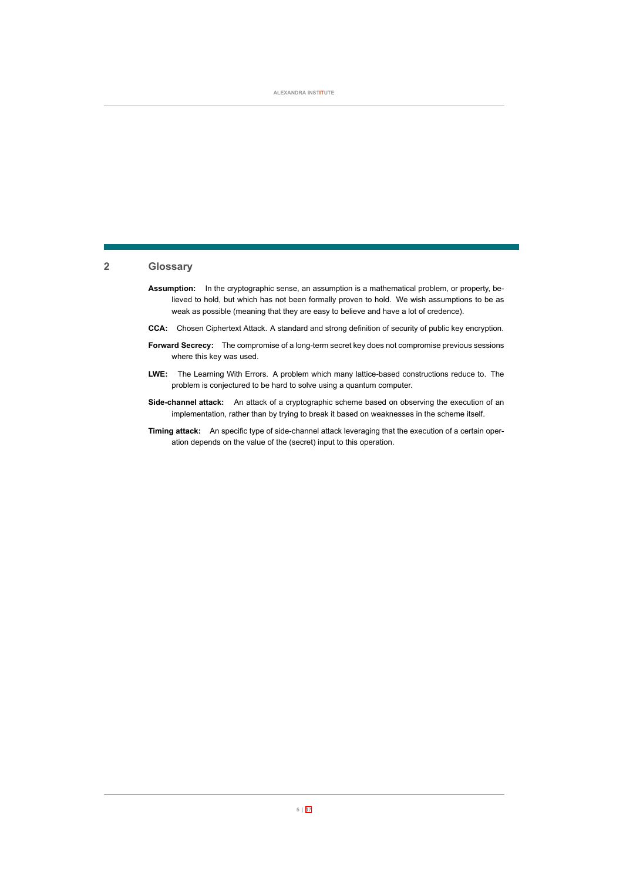## 2 Glossary

**Assumption:** In the cryptographic sense, an assumption is a mathematical problem, or property, believed to hold, but which has not been formally proven to hold. We wish assumptions to be as weak as possible (meaning that they are easy to believe and have a lot of credence).

**CCA:** Chosen Ciphertext Attack. A standard and strong definition of security of public key encryption.

**Forward Secrecy:** The compromise of a long-term secret key does not compromise previous sessions where this key was used.

**LWE:** The Learning With Errors. A problem which many lattice-based constructions reduce to. The problem is conjectured to be hard to solve using a quantum computer.

**Side-channel attack:** An attack of a cryptographic scheme based on observing the execution of an implementation, rather than by trying to break it based on weaknesses in the scheme itself.

**Timing attack:** An specific type of side-channel attack leveraging that the execution of a certain operation depends on the value of the (secret) input to this operation.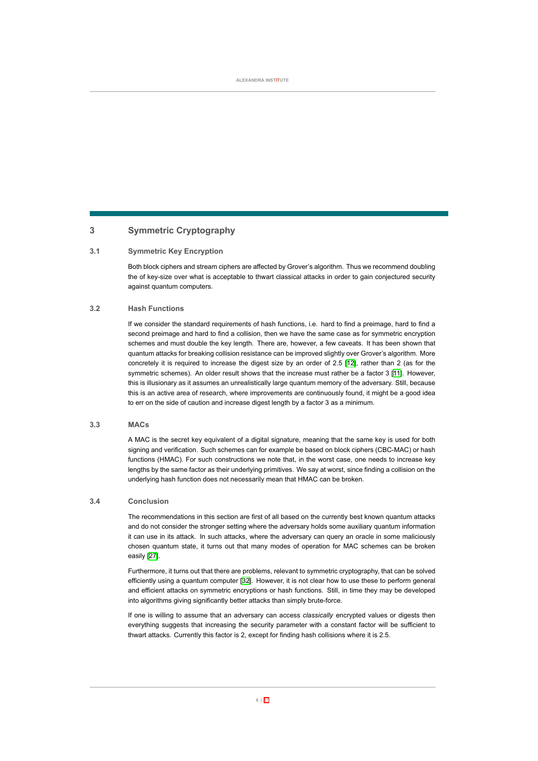# 3 Symmetric Cryptography

## 3.1 Symmetric Key Encryption

Both block ciphers and stream ciphers are affected by Grover's algorithm. Thus we recommend doubling the of key-size over what is acceptable to thwart classical attacks in order to gain conjectured security against quantum computers.

## 3.2 Hash Functions

If we consider the standard requirements of hash functions, i.e. hard to find a preimage, hard to find a second preimage and hard to find a collision, then we have the same case as for symmetric encryption schemes and must double the key length. There are, however, a few caveats. It has been shown that quantum attacks for breaking collision resistance can be improved slightly over Grover's algorithm. More concretely it is required to increase the digest size by an order of 2.5 [12], rather than 2 (as for the symmetric schemes). An older result shows that the increase must rather be a factor 3 [11]. However, this is illusionary as it assumes an unrealistically large quantum memory of the adversary. Still, because this is an active area of research, where improvements are continuously found, it might be a good idea to err on the side of caution and increase digest length by a factor 3 as a minimum.

## 3.3 MACs

A MAC is the secret key equivalent of a digital signature, meaning that the same key is used for both signing and verification. Such schemes can for example be based on block ciphers (CBC-MAC) or hash functions (HMAC). For such constructions we note that, in the worst case, one needs to increase key lengths by the same factor as their underlying primitives. We say at worst, since finding a collision on the underlying hash function does not necessarily mean that HMAC can be broken.

## 3.4 Conclusion

The recommendations in this section are first of all based on the currently best known quantum attacks and do not consider the stronger setting where the adversary holds some auxiliary quantum information it can use in its attack. In such attacks, where the adversary can query an oracle in some maliciously chosen quantum state, it turns out that many modes of operation for MAC schemes can be broken easily [27].

Furthermore, it turns out that there are problems, relevant to symmetric cryptography, that can be solved efficiently using a quantum computer [32]. However, it is not clear how to use these to perform general and efficient attacks on symmetric encryptions or hash functions. Still, in time they may be developed into algorithms giving significantly better attacks than simply brute-force.

If one is willing to assume that an adversary can access *classically* encrypted values or digests then everything suggests that increasing the security parameter with a constant factor will be sufficient to thwart attacks. Currently this factor is 2, except for finding hash collisions where it is 2.5.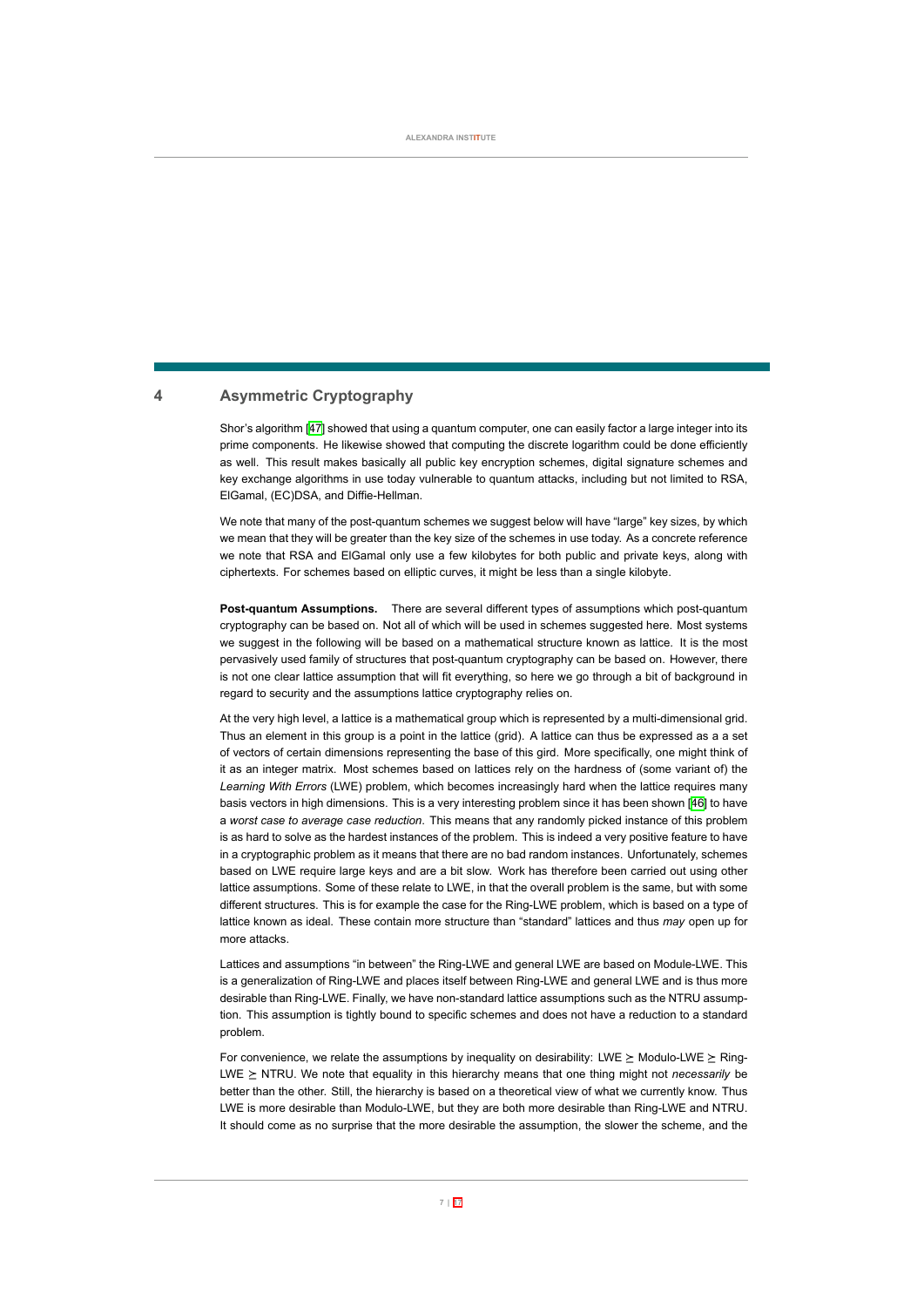# 4 Asymmetric Cryptography

Shor's algorithm [47] showed that using a quantum computer, one can easily factor a large integer into its prime components. He likewise showed that computing the discrete logarithm could be done efficiently as well. This result makes basically all public key encryption schemes, digital signature schemes and key exchange algorithms in use today vulnerable to quantum attacks, including but not limited to RSA, ElGamal, (EC)DSA, and Diffie-Hellman.

We note that many of the post-quantum schemes we suggest below will have "large" key sizes, by which we mean that they will be greater than the key size of the schemes in use today. As a concrete reference we note that RSA and ElGamal only use a few kilobytes for both public and private keys, along with ciphertexts. For schemes based on elliptic curves, it might be less than a single kilobyte.

**Post-quantum Assumptions.** There are several different types of assumptions which post-quantum cryptography can be based on. Not all of which will be used in schemes suggested here. Most systems we suggest in the following will be based on a mathematical structure known as lattice. It is the most pervasively used family of structures that post-quantum cryptography can be based on. However, there is not one clear lattice assumption that will fit everything, so here we go through a bit of background in regard to security and the assumptions lattice cryptography relies on.

At the very high level, a lattice is a mathematical group which is represented by a multi-dimensional grid. Thus an element in this group is a point in the lattice (grid). A lattice can thus be expressed as a a set of vectors of certain dimensions representing the base of this gird. More specifically, one might think of it as an integer matrix. Most schemes based on lattices rely on the hardness of (some variant of) the *Learning With Errors* (LWE) problem, which becomes increasingly hard when the lattice requires many basis vectors in high dimensions. This is a very interesting problem since it has been shown [46] to have a *worst case to average case reduction*. This means that any randomly picked instance of this problem is as hard to solve as the hardest instances of the problem. This is indeed a very positive feature to have in a cryptographic problem as it means that there are no bad random instances. Unfortunately, schemes based on LWE require large keys and are a bit slow. Work has therefore been carried out using other lattice assumptions. Some of these relate to LWE, in that the overall problem is the same, but with some different structures. This is for example the case for the Ring-LWE problem, which is based on a type of lattice known as ideal. These contain more structure than "standard" lattices and thus *may* open up for more attacks.

Lattices and assumptions "in between" the Ring-LWE and general LWE are based on Module-LWE. This is a generalization of Ring-LWE and places itself between Ring-LWE and general LWE and is thus more desirable than Ring-LWE. Finally, we have non-standard lattice assumptions such as the NTRU assumption. This assumption is tightly bound to specific schemes and does not have a reduction to a standard problem.

For convenience, we relate the assumptions by inequality on desirability: LWE $\succeq$ Modulo-LWE $\succeq$ Ring-LWE $\succeq$ NTRU. We note that equality in this hierarchy means that one thing might not *necessarily* be better than the other. Still, the hierarchy is based on a theoretical view of what we currently know. Thus LWE is more desirable than Modulo-LWE, but they are both more desirable than Ring-LWE and NTRU. It should come as no surprise that the more desirable the assumption, the slower the scheme, and the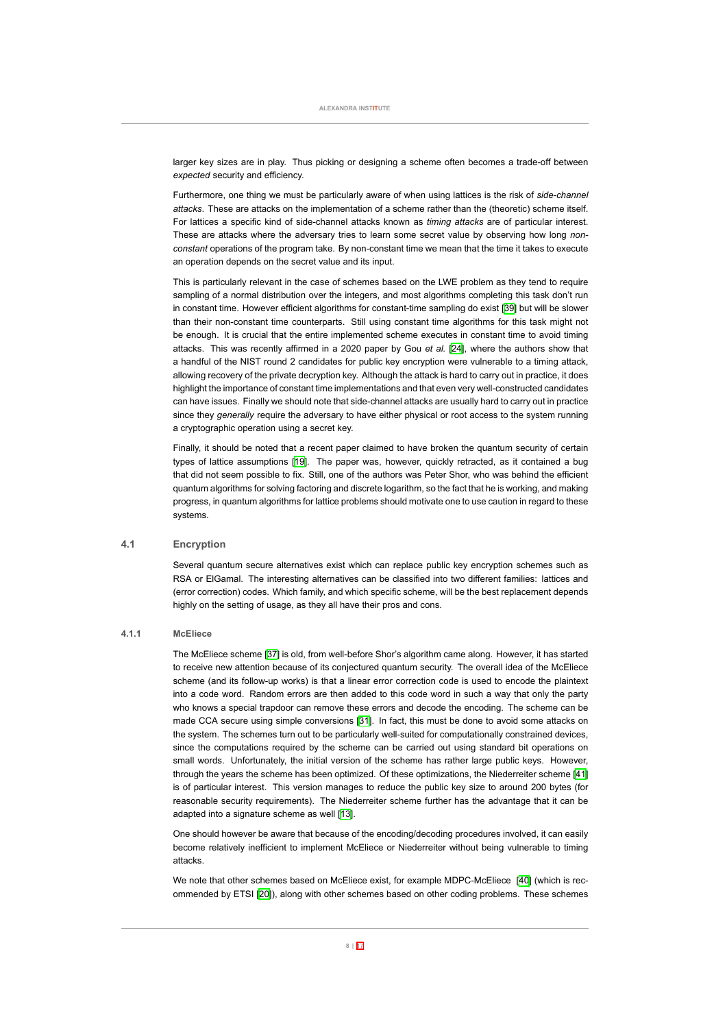larger key sizes are in play. Thus picking or designing a scheme often becomes a trade-off between *expected* security and efficiency.

Furthermore, one thing we must be particularly aware of when using lattices is the risk of *side-channel attacks*. These are attacks on the implementation of a scheme rather than the (theoretic) scheme itself. For lattices a specific kind of side-channel attacks known as *timing attacks* are of particular interest. These are attacks where the adversary tries to learn some secret value by observing how long *non-constant* operations of the program take. By non-constant time we mean that the time it takes to execute an operation depends on the secret value and its input.

This is particularly relevant in the case of schemes based on the LWE problem as they tend to require sampling of a normal distribution over the integers, and most algorithms completing this task don't run in constant time. However efficient algorithms for constant-time sampling do exist [39] but will be slower than their non-constant time counterparts. Still using constant time algorithms for this task might not be enough. It is crucial that the entire implemented scheme executes in constant time to avoid timing attacks. This was recently affirmed in a 2020 paper by Gou *et al.* [24], where the authors show that a handful of the NIST round 2 candidates for public key encryption were vulnerable to a timing attack, allowing recovery of the private decryption key. Although the attack is hard to carry out in practice, it does highlight the importance of constant time implementations and that even very well-constructed candidates can have issues. Finally we should note that side-channel attacks are usually hard to carry out in practice since they *generally* require the adversary to have either physical or root access to the system running a cryptographic operation using a secret key.

Finally, it should be noted that a recent paper claimed to have broken the quantum security of certain types of lattice assumptions [19]. The paper was, however, quickly retracted, as it contained a bug that did not seem possible to fix. Still, one of the authors was Peter Shor, who was behind the efficient quantum algorithms for solving factoring and discrete logarithm, so the fact that he is working, and making progress, in quantum algorithms for lattice problems should motivate one to use caution in regard to these systems.

## 4.1 Encryption

Several quantum secure alternatives exist which can replace public key encryption schemes such as RSA or ElGamal. The interesting alternatives can be classified into two different families: lattices and (error correction) codes. Which family, and which specific scheme, will be the best replacement depends highly on the setting of usage, as they all have their pros and cons.

### 4.1.1 McEliece

The McEliece scheme [37] is old, from well-before Shor's algorithm came along. However, it has started to receive new attention because of its conjectured quantum security. The overall idea of the McEliece scheme (and its follow-up works) is that a linear error correction code is used to encode the plaintext into a code word. Random errors are then added to this code word in such a way that only the party who knows a special trapdoor can remove these errors and decode the encoding. The scheme can be made CCA secure using simple conversions [31]. In fact, this must be done to avoid some attacks on the system. The schemes turn out to be particularly well-suited for computationally constrained devices, since the computations required by the scheme can be carried out using standard bit operations on small words. Unfortunately, the initial version of the scheme has rather large public keys. However, through the years the scheme has been optimized. Of these optimizations, the Niederreiter scheme [41] is of particular interest. This version manages to reduce the public key size to around 200 bytes (for reasonable security requirements). The Niederreiter scheme further has the advantage that it can be adapted into a signature scheme as well [13].

One should however be aware that because of the encoding/decoding procedures involved, it can easily become relatively inefficient to implement McEliece or Niederreiter without being vulnerable to timing attacks.

We note that other schemes based on McEliece exist, for example MDPC-McEliece [40] (which is recommended by ETSI [20]), along with other schemes based on other coding problems. These schemes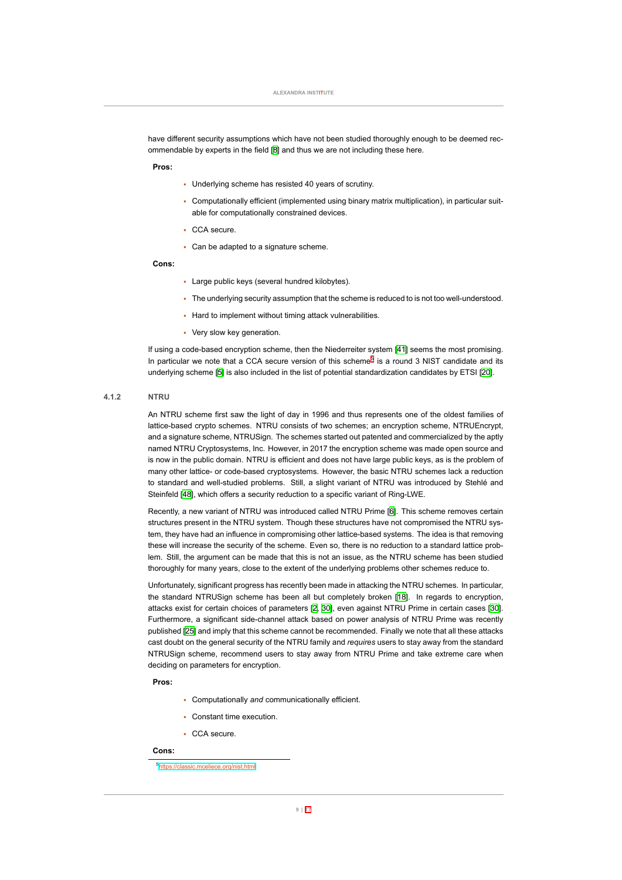have different security assumptions which have not been studied thoroughly enough to be deemed recommendable by experts in the field [8] and thus we are not including these here.

**Pros:**

- Underlying scheme has resisted 40 years of scrutiny.
- Computationally efficient (implemented using binary matrix multiplication), in particular suitable for computationally constrained devices.
- CCA secure.
- Can be adapted to a signature scheme.

**Cons:**

- Large public keys (several hundred kilobytes).
- The underlying security assumption that the scheme is reduced to is not too well-understood.
- Hard to implement without timing attack vulnerabilities.
- Very slow key generation.

If using a code-based encryption scheme, then the Niederreiter system [41] seems the most promising. In particular we note that a CCA secure version of this scheme[5] is a round 3 NIST candidate and its underlying scheme [5] is also included in the list of potential standardization candidates by ETSI [20].

### 4.1.2 NTRU

An NTRU scheme first saw the light of day in 1996 and thus represents one of the oldest families of lattice-based crypto schemes. NTRU consists of two schemes; an encryption scheme, NTRUEncrypt, and a signature scheme, NTRUSign. The schemes started out patented and commercialized by the aptly named NTRU Cryptosystems, Inc. However, in 2017 the encryption scheme was made open source and is now in the public domain. NTRU is efficient and does not have large public keys, as is the problem of many other lattice- or code-based cryptosystems. However, the basic NTRU schemes lack a reduction to standard and well-studied problems. Still, a slight variant of NTRU was introduced by Stehlé and Steinfeld [48], which offers a security reduction to a specific variant of Ring-LWE.

Recently, a new variant of NTRU was introduced called NTRU Prime [6]. This scheme removes certain structures present in the NTRU system. Though these structures have not compromised the NTRU system, they have had an influence in compromising other lattice-based systems. The idea is that removing these will increase the security of the scheme. Even so, there is no reduction to a standard lattice problem. Still, the argument can be made that this is not an issue, as the NTRU scheme has been studied thoroughly for many years, close to the extent of the underlying problems other schemes reduce to.

Unfortunately, significant progress has recently been made in attacking the NTRU schemes. In particular, the standard NTRUSign scheme has been all but completely broken [18]. In regards to encryption, attacks exist for certain choices of parameters [2, 30], even against NTRU Prime in certain cases [30]. Furthermore, a significant side-channel attack based on power analysis of NTRU Prime was recently published [25] and imply that this scheme cannot be recommended. Finally we note that all these attacks cast doubt on the general security of the NTRU family and *requires* users to stay away from the standard NTRUSign scheme, recommend users to stay away from NTRU Prime and take extreme care when deciding on parameters for encryption.

**Pros:**

- Computationally *and* communicationally efficient.
- Constant time execution.
- CCA secure.

**Cons:**

[5] https://classic.mceliece.org/nist.html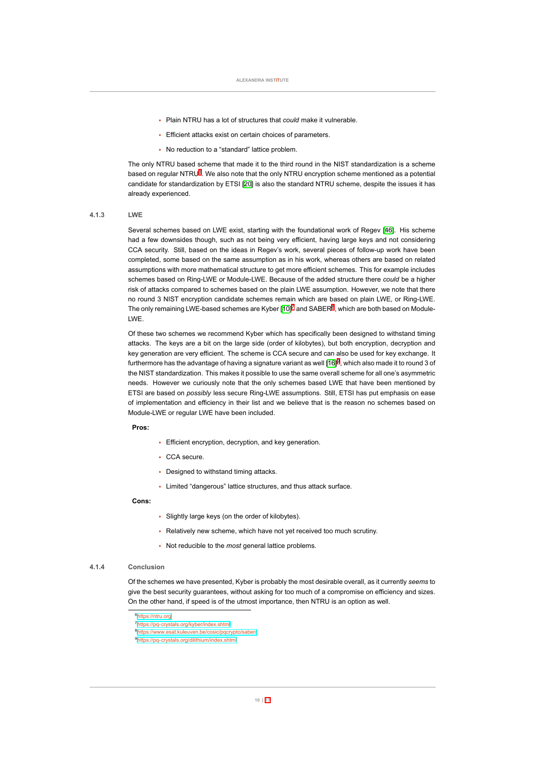- Plain NTRU has a lot of structures that *could* make it vulnerable.
- Efficient attacks exist on certain choices of parameters.
- No reduction to a "standard" lattice problem.

The only NTRU based scheme that made it to the third round in the NIST standardization is a scheme based on regular NTRU[6]. We also note that the only NTRU encryption scheme mentioned as a potential candidate for standardization by ETSI [20] is also the standard NTRU scheme, despite the issues it has already experienced.

### 4.1.3 LWE

Several schemes based on LWE exist, starting with the foundational work of Regev [46]. His scheme had a few downsides though, such as not being very efficient, having large keys and not considering CCA security. Still, based on the ideas in Regev's work, several pieces of follow-up work have been completed, some based on the same assumption as in his work, whereas others are based on related assumptions with more mathematical structure to get more efficient schemes. This for example includes schemes based on Ring-LWE or Module-LWE. Because of the added structure there *could* be a higher risk of attacks compared to schemes based on the plain LWE assumption. However, we note that there no round 3 NIST encryption candidate schemes remain which are based on plain LWE, or Ring-LWE. The only remaining LWE-based schemes are Kyber [10][7] and SABER[8], which are both based on Module-LWE.

Of these two schemes we recommend Kyber which has specifically been designed to withstand timing attacks. The keys are a bit on the large side (order of kilobytes), but both encryption, decryption and key generation are very efficient. The scheme is CCA secure and can also be used for key exchange. It furthermore has the advantage of having a signature variant as well [16][9], which also made it to round 3 of the NIST standardization. This makes it possible to use the same overall scheme for all one's asymmetric needs. However we curiously note that the only schemes based LWE that have been mentioned by ETSI are based on *possibly* less secure Ring-LWE assumptions. Still, ETSI has put emphasis on ease of implementation and efficiency in their list and we believe that is the reason no schemes based on Module-LWE or regular LWE have been included.

**Pros:**

- Efficient encryption, decryption, and key generation.
- CCA secure.
- Designed to withstand timing attacks.
- Limited "dangerous" lattice structures, and thus attack surface.

**Cons:**

- Slightly large keys (on the order of kilobytes).
- Relatively new scheme, which have not yet received too much scrutiny.
- Not reducible to the *most* general lattice problems.

### 4.1.4 Conclusion

Of the schemes we have presented, Kyber is probably the most desirable overall, as it currently *seems* to give the best security guarantees, without asking for too much of a compromise on efficiency and sizes. On the other hand, if speed is of the utmost importance, then NTRU is an option as well.

[6] https://ntru.org
[7] https://pq-crystals.org/kyber/index.shtml
[8] https://www.esat.kuleuven.be/cosic/pqcrypto/saber/
[9] https://pq-crystals.org/dilithium/index.shtml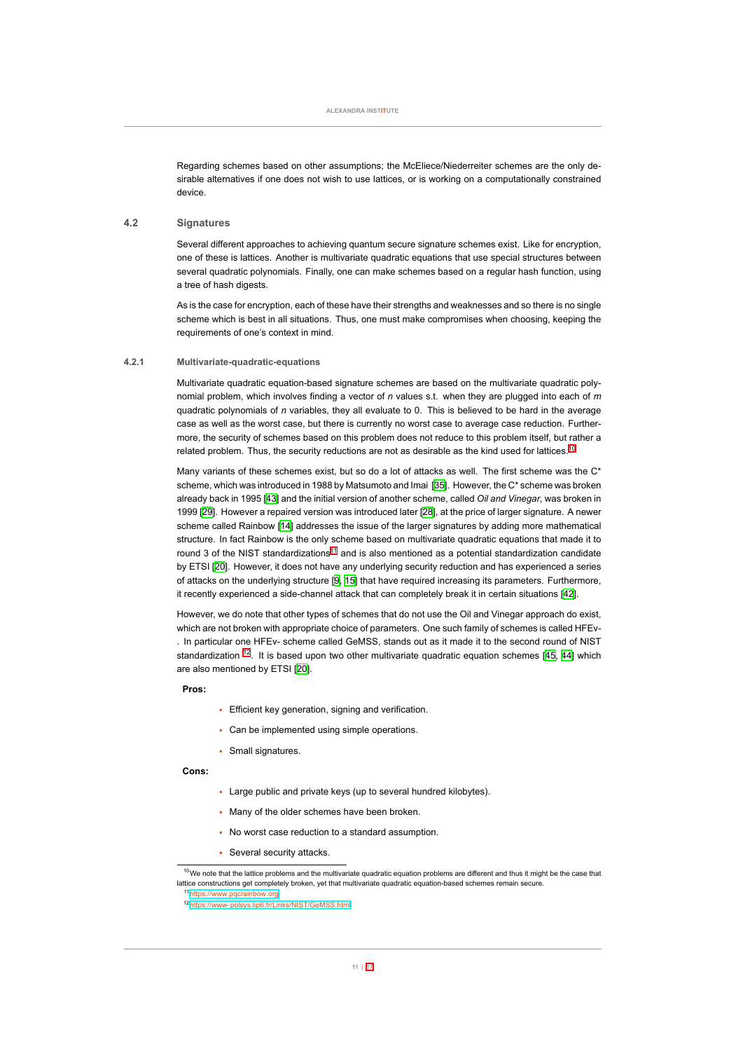Regarding schemes based on other assumptions; the McEliece/Niederreiter schemes are the only desirable alternatives if one does not wish to use lattices, or is working on a computationally constrained device.

## 4.2 Signatures

Several different approaches to achieving quantum secure signature schemes exist. Like for encryption, one of these is lattices. Another is multivariate quadratic equations that use special structures between several quadratic polynomials. Finally, one can make schemes based on a regular hash function, using a tree of hash digests.

As is the case for encryption, each of these have their strengths and weaknesses and so there is no single scheme which is best in all situations. Thus, one must make compromises when choosing, keeping the requirements of one's context in mind.

### 4.2.1 Multivariate-quadratic-equations

Multivariate quadratic equation-based signature schemes are based on the multivariate quadratic polynomial problem, which involves finding a vector of $n$ values s.t. when they are plugged into each of $m$ quadratic polynomials of $n$ variables, they all evaluate to 0. This is believed to be hard in the average case as well as the worst case, but there is currently no worst case to average case reduction. Furthermore, the security of schemes based on this problem does not reduce to this problem itself, but rather a related problem. Thus, the security reductions are not as desirable as the kind used for lattices.[10]

Many variants of these schemes exist, but so do a lot of attacks as well. The first scheme was the C* scheme, which was introduced in 1988 by Matsumoto and Imai [35]. However, the C* scheme was broken already back in 1995 [43] and the initial version of another scheme, called *Oil and Vinegar*, was broken in 1999 [29]. However a repaired version was introduced later [28], at the price of larger signature. A newer scheme called Rainbow [14] addresses the issue of the larger signatures by adding more mathematical structure. In fact Rainbow is the only scheme based on multivariate quadratic equations that made it to round 3 of the NIST standardizations[11] and is also mentioned as a potential standardization candidate by ETSI [20]. However, it does not have any underlying security reduction and has experienced a series of attacks on the underlying structure [9, 15] that have required increasing its parameters. Furthermore, it recently experienced a side-channel attack that can completely break it in certain situations [42].

However, we do note that other types of schemes that do not use the Oil and Vinegar approach do exist, which are not broken with appropriate choice of parameters. One such family of schemes is called HFEv-. In particular one HFEv- scheme called GeMSS, stands out as it made it to the second round of NIST standardization [12]. It is based upon two other multivariate quadratic equation schemes [45, 44] which are also mentioned by ETSI [20].

**Pros:**

- Efficient key generation, signing and verification.
- Can be implemented using simple operations.
- Small signatures.

**Cons:**

- Large public and private keys (up to several hundred kilobytes).
- Many of the older schemes have been broken.
- No worst case reduction to a standard assumption.
- Several security attacks.

---

[10] We note that the lattice problems and the multivariate quadratic equation problems are different and thus it might be the case that lattice constructions get completely broken, yet that multivariate quadratic equation-based schemes remain secure.

[11] https://www.pqcrainbow.org

[12] https://www-polsys.lip6.fr/Links/NIST/GeMSS.html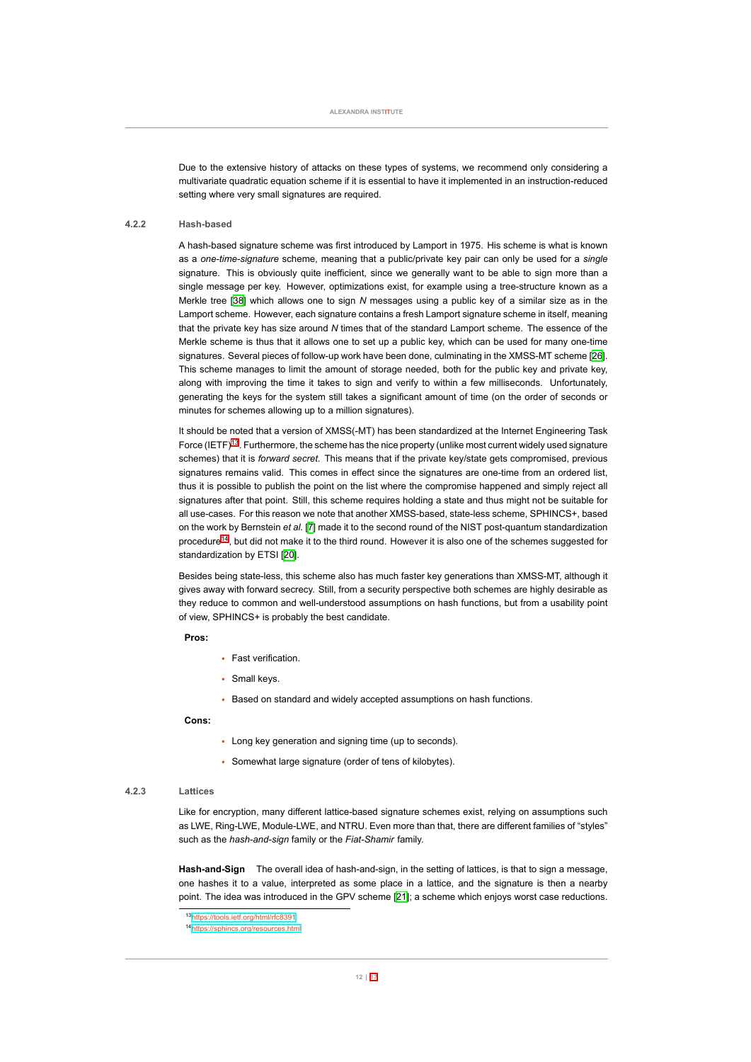Due to the extensive history of attacks on these types of systems, we recommend only considering a multivariate quadratic equation scheme if it is essential to have it implemented in an instruction-reduced setting where very small signatures are required.

### 4.2.2 Hash-based

A hash-based signature scheme was first introduced by Lamport in 1975. His scheme is what is known as a *one-time-signature* scheme, meaning that a public/private key pair can only be used for a *single* signature. This is obviously quite inefficient, since we generally want to be able to sign more than a single message per key. However, optimizations exist, for example using a tree-structure known as a Merkle tree [38] which allows one to sign $N$ messages using a public key of a similar size as in the Lamport scheme. However, each signature contains a fresh Lamport signature scheme in itself, meaning that the private key has size around $N$ times that of the standard Lamport scheme. The essence of the Merkle scheme is thus that it allows one to set up a public key, which can be used for many one-time signatures. Several pieces of follow-up work have been done, culminating in the XMSS-MT scheme [26]. This scheme manages to limit the amount of storage needed, both for the public key and private key, along with improving the time it takes to sign and verify to within a few milliseconds. Unfortunately, generating the keys for the system still takes a significant amount of time (on the order of seconds or minutes for schemes allowing up to a million signatures).

It should be noted that a version of XMSS(-MT) has been standardized at the Internet Engineering Task Force (IETF)[13]. Furthermore, the scheme has the nice property (unlike most current widely used signature schemes) that it is *forward secret*. This means that if the private key/state gets compromised, previous signatures remains valid. This comes in effect since the signatures are one-time from an ordered list, thus it is possible to publish the point on the list where the compromise happened and simply reject all signatures after that point. Still, this scheme requires holding a state and thus might not be suitable for all use-cases. For this reason we note that another XMSS-based, state-less scheme, SPHINCS+, based on the work by Bernstein *et al.* [7] made it to the second round of the NIST post-quantum standardization procedure[14], but did not make it to the third round. However it is also one of the schemes suggested for standardization by ETSI [20].

Besides being state-less, this scheme also has much faster key generations than XMSS-MT, although it gives away with forward secrecy. Still, from a security perspective both schemes are highly desirable as they reduce to common and well-understood assumptions on hash functions, but from a usability point of view, SPHINCS+ is probably the best candidate.

**Pros:**

- Fast verification.
- Small keys.
- Based on standard and widely accepted assumptions on hash functions.

**Cons:**

- Long key generation and signing time (up to seconds).
- Somewhat large signature (order of tens of kilobytes).

### 4.2.3 Lattices

Like for encryption, many different lattice-based signature schemes exist, relying on assumptions such as LWE, Ring-LWE, Module-LWE, and NTRU. Even more than that, there are different families of "styles" such as the *hash-and-sign* family or the *Fiat-Shamir* family.

**Hash-and-Sign** The overall idea of hash-and-sign, in the setting of lattices, is that to sign a message, one hashes it to a value, interpreted as some place in a lattice, and the signature is then a nearby point. The idea was introduced in the GPV scheme [21]; a scheme which enjoys worst case reductions.

[13] https://tools.ietf.org/html/rfc8391

[14] https://sphincs.org/resources.html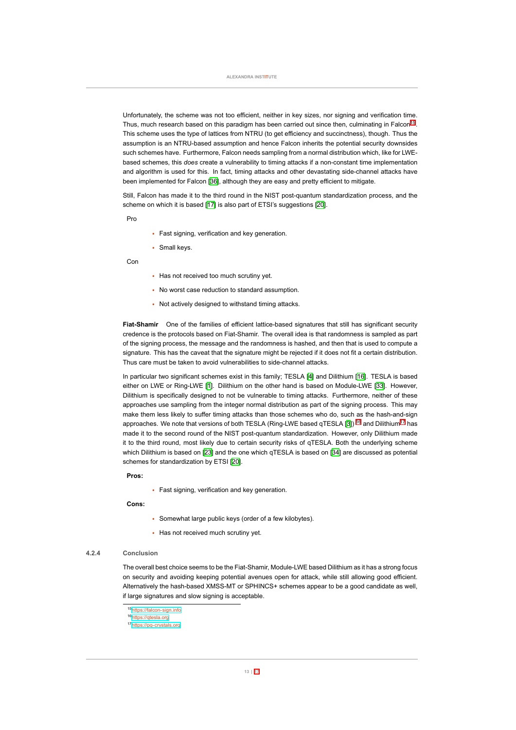Unfortunately, the scheme was not too efficient, neither in key sizes, nor signing and verification time. Thus, much research based on this paradigm has been carried out since then, culminating in Falcon[15]. This scheme uses the type of lattices from NTRU (to get efficiency and succinctness), though. Thus the assumption is an NTRU-based assumption and hence Falcon inherits the potential security downsides such schemes have. Furthermore, Falcon needs sampling from a normal distribution which, like for LWE-based schemes, this *does* create a vulnerability to timing attacks if a non-constant time implementation and algorithm is used for this. In fact, timing attacks and other devastating side-channel attacks have been implemented for Falcon [36], although they are easy and pretty efficient to mitigate.

Still, Falcon has made it to the third round in the NIST post-quantum standardization process, and the scheme on which it is based [17] is also part of ETSI's suggestions [20].

Pro

- Fast signing, verification and key generation.
- Small keys.

Con

- Has not received too much scrutiny yet.
- No worst case reduction to standard assumption.
- Not actively designed to withstand timing attacks.

**Fiat-Shamir** One of the families of efficient lattice-based signatures that still has significant security credence is the protocols based on Fiat-Shamir. The overall idea is that randomness is sampled as part of the signing process, the message and the randomness is hashed, and then that is used to compute a signature. This has the caveat that the signature might be rejected if it does not fit a certain distribution. Thus care must be taken to avoid vulnerabilities to side-channel attacks.

In particular two significant schemes exist in this family; TESLA [4] and Dilithium [16]. TESLA is based either on LWE or Ring-LWE [1]. Dilithium on the other hand is based on Module-LWE [33]. However, Dilithium is specifically designed to not be vulnerable to timing attacks. Furthermore, neither of these approaches use sampling from the integer normal distribution as part of the signing process. This may make them less likely to suffer timing attacks than those schemes who do, such as the hash-and-sign approaches. We note that versions of both TESLA (Ring-LWE based qTESLA [3]) [16] and Dilithium[17] has made it to the second round of the NIST post-quantum standardization. However, only Dilithium made it to the third round, most likely due to certain security risks of qTESLA. Both the underlying scheme which Dilithium is based on [23] and the one which qTESLA is based on [34] are discussed as potential schemes for standardization by ETSI [20].

**Pros:**

- Fast signing, verification and key generation.

**Cons:**

- Somewhat large public keys (order of a few kilobytes).
- Has not received much scrutiny yet.

### 4.2.4 Conclusion

The overall best choice seems to be the Fiat-Shamir, Module-LWE based Dilithium as it has a strong focus on security and avoiding keeping potential avenues open for attack, while still allowing good efficient. Alternatively the hash-based XMSS-MT or SPHINCS+ schemes appear to be a good candidate as well, if large signatures and slow signing is acceptable.

[15] https://falcon-sign.info

[16] https://qtesla.org

[17] https://pq-crystals.org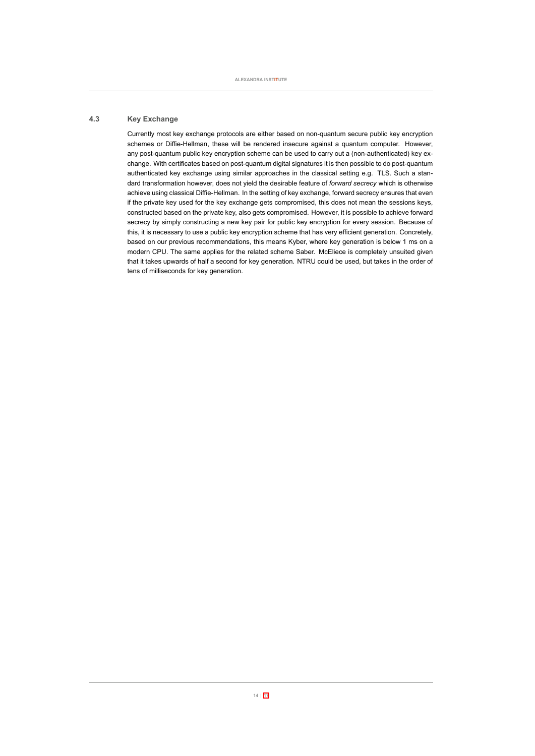### 4.3 Key Exchange

Currently most key exchange protocols are either based on non-quantum secure public key encryption schemes or Diffie-Hellman, these will be rendered insecure against a quantum computer. However, any post-quantum public key encryption scheme can be used to carry out a (non-authenticated) key exchange. With certificates based on post-quantum digital signatures it is then possible to do post-quantum authenticated key exchange using similar approaches in the classical setting e.g. TLS. Such a standard transformation however, does not yield the desirable feature of *forward secrecy* which is otherwise achieve using classical Diffie-Hellman. In the setting of key exchange, forward secrecy ensures that even if the private key used for the key exchange gets compromised, this does not mean the sessions keys, constructed based on the private key, also gets compromised. However, it is possible to achieve forward secrecy by simply constructing a new key pair for public key encryption for every session. Because of this, it is necessary to use a public key encryption scheme that has very efficient generation. Concretely, based on our previous recommendations, this means Kyber, where key generation is below 1 ms on a modern CPU. The same applies for the related scheme Saber. McEliece is completely unsuited given that it takes upwards of half a second for key generation. NTRU could be used, but takes in the order of tens of milliseconds for key generation.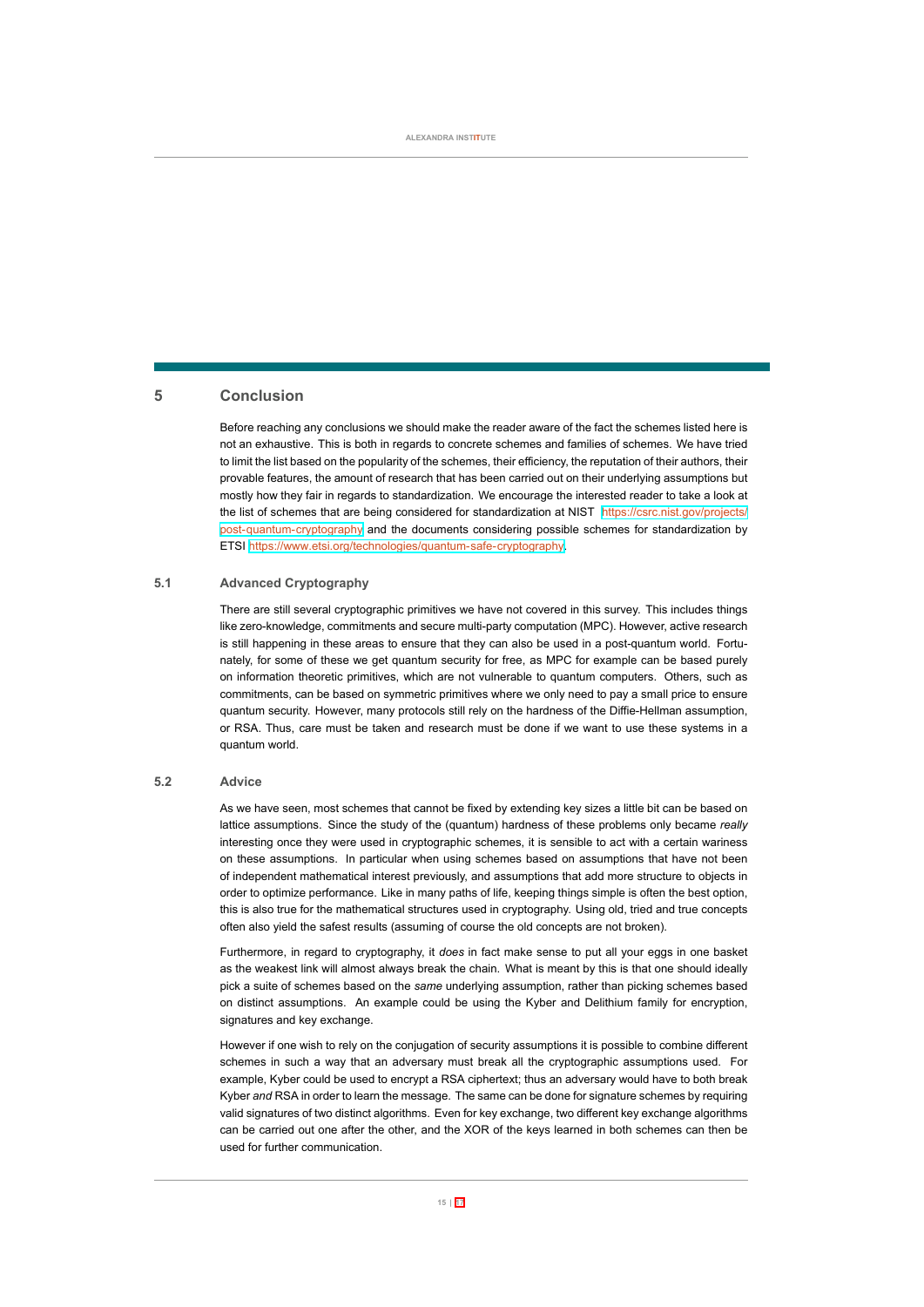# 5 Conclusion

Before reaching any conclusions we should make the reader aware of the fact the schemes listed here is not an exhaustive. This is both in regards to concrete schemes and families of schemes. We have tried to limit the list based on the popularity of the schemes, their efficiency, the reputation of their authors, their provable features, the amount of research that has been carried out on their underlying assumptions but mostly how they fair in regards to standardization. We encourage the interested reader to take a look at the list of schemes that are being considered for standardization at NIST https://csrc.nist.gov/projects/post-quantum-cryptography and the documents considering possible schemes for standardization by ETSI https://www.etsi.org/technologies/quantum-safe-cryptography.

## 5.1 Advanced Cryptography

There are still several cryptographic primitives we have not covered in this survey. This includes things like zero-knowledge, commitments and secure multi-party computation (MPC). However, active research is still happening in these areas to ensure that they can also be used in a post-quantum world. Fortunately, for some of these we get quantum security for free, as MPC for example can be based purely on information theoretic primitives, which are not vulnerable to quantum computers. Others, such as commitments, can be based on symmetric primitives where we only need to pay a small price to ensure quantum security. However, many protocols still rely on the hardness of the Diffie-Hellman assumption, or RSA. Thus, care must be taken and research must be done if we want to use these systems in a quantum world.

## 5.2 Advice

As we have seen, most schemes that cannot be fixed by extending key sizes a little bit can be based on lattice assumptions. Since the study of the (quantum) hardness of these problems only became *really* interesting once they were used in cryptographic schemes, it is sensible to act with a certain wariness on these assumptions. In particular when using schemes based on assumptions that have not been of independent mathematical interest previously, and assumptions that add more structure to objects in order to optimize performance. Like in many paths of life, keeping things simple is often the best option, this is also true for the mathematical structures used in cryptography. Using old, tried and true concepts often also yield the safest results (assuming of course the old concepts are not broken).

Furthermore, in regard to cryptography, it *does* in fact make sense to put all your eggs in one basket as the weakest link will almost always break the chain. What is meant by this is that one should ideally pick a suite of schemes based on the *same* underlying assumption, rather than picking schemes based on distinct assumptions. An example could be using the Kyber and Delithium family for encryption, signatures and key exchange.

However if one wish to rely on the conjugation of security assumptions it is possible to combine different schemes in such a way that an adversary must break all the cryptographic assumptions used. For example, Kyber could be used to encrypt a RSA ciphertext; thus an adversary would have to both break Kyber *and* RSA in order to learn the message. The same can be done for signature schemes by requiring valid signatures of two distinct algorithms. Even for key exchange, two different key exchange algorithms can be carried out one after the other, and the XOR of the keys learned in both schemes can then be used for further communication.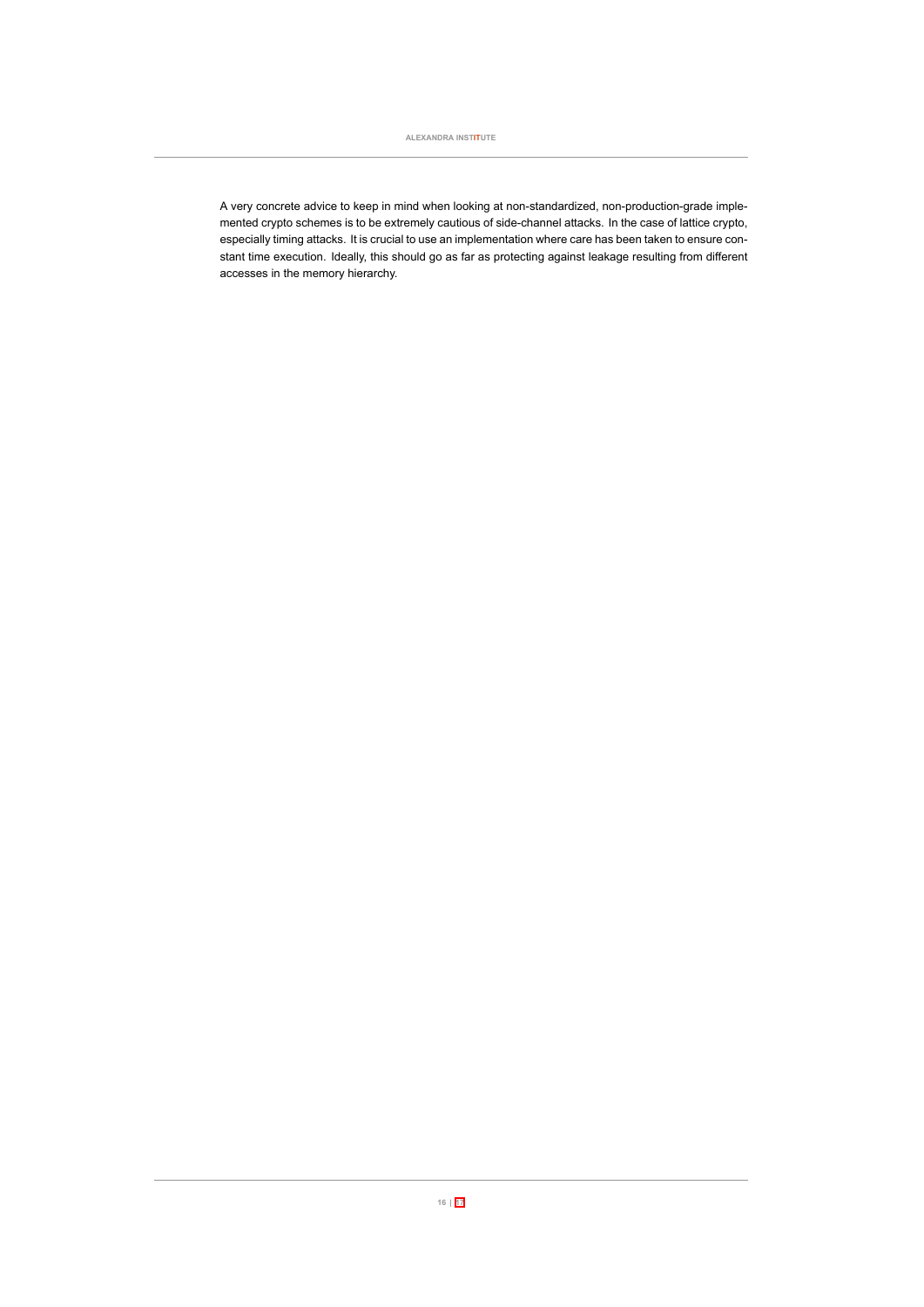A very concrete advice to keep in mind when looking at non-standardized, non-production-grade implemented crypto schemes is to be extremely cautious of side-channel attacks. In the case of lattice crypto, especially timing attacks. It is crucial to use an implementation where care has been taken to ensure constant time execution. Ideally, this should go as far as protecting against leakage resulting from different accesses in the memory hierarchy.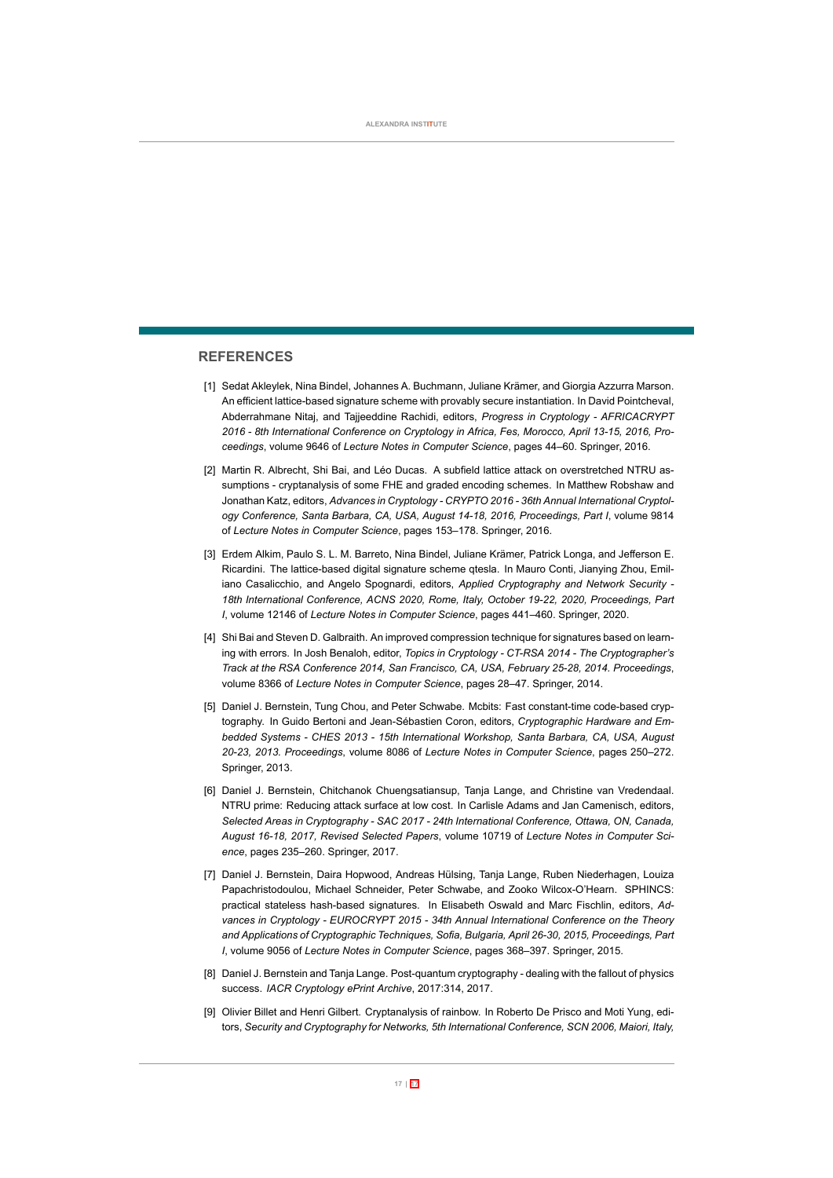## REFERENCES

[1] Sedat Akleylek, Nina Bindel, Johannes A. Buchmann, Juliane Krämer, and Giorgia Azzurra Marson. An efficient lattice-based signature scheme with provably secure instantiation. In David Pointcheval, Abderrahmane Nitaj, and Tajjeeddine Rachidi, editors, *Progress in Cryptology - AFRICACRYPT 2016 - 8th International Conference on Cryptology in Africa, Fes, Morocco, April 13-15, 2016, Proceedings*, volume 9646 of *Lecture Notes in Computer Science*, pages 44–60. Springer, 2016.

[2] Martin R. Albrecht, Shi Bai, and Léo Ducas. A subfield lattice attack on overstretched NTRU assumptions - cryptanalysis of some FHE and graded encoding schemes. In Matthew Robshaw and Jonathan Katz, editors, *Advances in Cryptology - CRYPTO 2016 - 36th Annual International Cryptology Conference, Santa Barbara, CA, USA, August 14-18, 2016, Proceedings, Part I*, volume 9814 of *Lecture Notes in Computer Science*, pages 153–178. Springer, 2016.

[3] Erdem Alkim, Paulo S. L. M. Barreto, Nina Bindel, Juliane Krämer, Patrick Longa, and Jefferson E. Ricardini. The lattice-based digital signature scheme qtesla. In Mauro Conti, Jianying Zhou, Emiliano Casalicchio, and Angelo Spognardi, editors, *Applied Cryptography and Network Security - 18th International Conference, ACNS 2020, Rome, Italy, October 19-22, 2020, Proceedings, Part I*, volume 12146 of *Lecture Notes in Computer Science*, pages 441–460. Springer, 2020.

[4] Shi Bai and Steven D. Galbraith. An improved compression technique for signatures based on learning with errors. In Josh Benaloh, editor, *Topics in Cryptology - CT-RSA 2014 - The Cryptographer's Track at the RSA Conference 2014, San Francisco, CA, USA, February 25-28, 2014. Proceedings*, volume 8366 of *Lecture Notes in Computer Science*, pages 28–47. Springer, 2014.

[5] Daniel J. Bernstein, Tung Chou, and Peter Schwabe. Mcbits: Fast constant-time code-based cryptography. In Guido Bertoni and Jean-Sébastien Coron, editors, *Cryptographic Hardware and Embedded Systems - CHES 2013 - 15th International Workshop, Santa Barbara, CA, USA, August 20-23, 2013. Proceedings*, volume 8086 of *Lecture Notes in Computer Science*, pages 250–272. Springer, 2013.

[6] Daniel J. Bernstein, Chitchanok Chuengsatiansup, Tanja Lange, and Christine van Vredendaal. NTRU prime: Reducing attack surface at low cost. In Carlisle Adams and Jan Camenisch, editors, *Selected Areas in Cryptography - SAC 2017 - 24th International Conference, Ottawa, ON, Canada, August 16-18, 2017, Revised Selected Papers*, volume 10719 of *Lecture Notes in Computer Science*, pages 235–260. Springer, 2017.

[7] Daniel J. Bernstein, Daira Hopwood, Andreas Hülsing, Tanja Lange, Ruben Niederhagen, Louiza Papachristodoulou, Michael Schneider, Peter Schwabe, and Zooko Wilcox-O'Hearn. SPHINCS: practical stateless hash-based signatures. In Elisabeth Oswald and Marc Fischlin, editors, *Advances in Cryptology - EUROCRYPT 2015 - 34th Annual International Conference on the Theory and Applications of Cryptographic Techniques, Sofia, Bulgaria, April 26-30, 2015, Proceedings, Part I*, volume 9056 of *Lecture Notes in Computer Science*, pages 368–397. Springer, 2015.

[8] Daniel J. Bernstein and Tanja Lange. Post-quantum cryptography - dealing with the fallout of physics success. *IACR Cryptology ePrint Archive*, 2017:314, 2017.

[9] Olivier Billet and Henri Gilbert. Cryptanalysis of rainbow. In Roberto De Prisco and Moti Yung, editors, *Security and Cryptography for Networks, 5th International Conference, SCN 2006, Maiori, Italy,*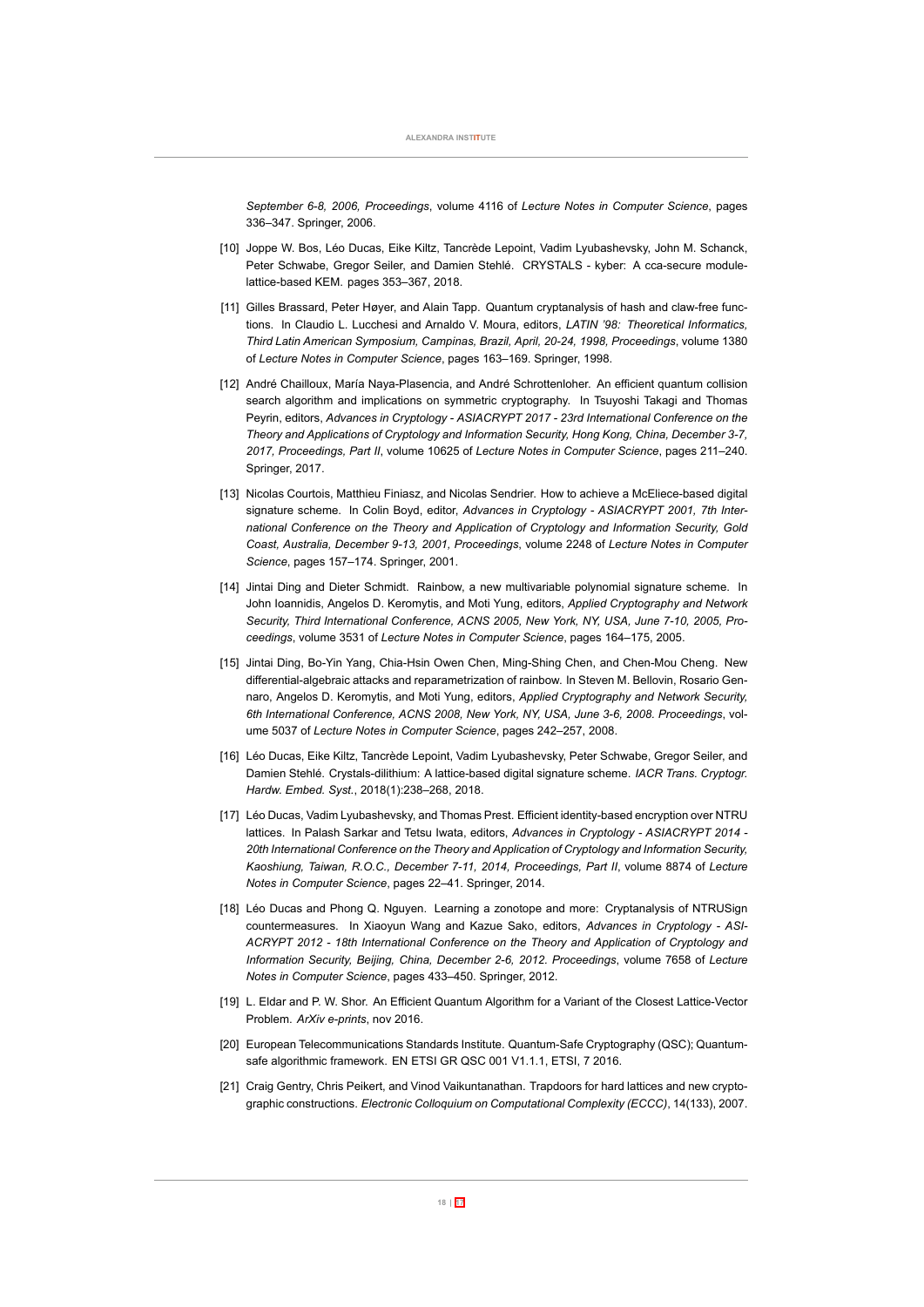*September 6-8, 2006, Proceedings*, volume 4116 of *Lecture Notes in Computer Science*, pages 336–347. Springer, 2006.

[10] Joppe W. Bos, Léo Ducas, Eike Kiltz, Tancrède Lepoint, Vadim Lyubashevsky, John M. Schanck, Peter Schwabe, Gregor Seiler, and Damien Stehlé. CRYSTALS - kyber: A cca-secure module-lattice-based KEM. pages 353–367, 2018.

[11] Gilles Brassard, Peter Høyer, and Alain Tapp. Quantum cryptanalysis of hash and claw-free functions. In Claudio L. Lucchesi and Arnaldo V. Moura, editors, *LATIN '98: Theoretical Informatics, Third Latin American Symposium, Campinas, Brazil, April, 20-24, 1998, Proceedings*, volume 1380 of *Lecture Notes in Computer Science*, pages 163–169. Springer, 1998.

[12] André Chailloux, María Naya-Plasencia, and André Schrottenloher. An efficient quantum collision search algorithm and implications on symmetric cryptography. In Tsuyoshi Takagi and Thomas Peyrin, editors, *Advances in Cryptology - ASIACRYPT 2017 - 23rd International Conference on the Theory and Applications of Cryptology and Information Security, Hong Kong, China, December 3-7, 2017, Proceedings, Part II*, volume 10625 of *Lecture Notes in Computer Science*, pages 211–240. Springer, 2017.

[13] Nicolas Courtois, Matthieu Finiasz, and Nicolas Sendrier. How to achieve a McEliece-based digital signature scheme. In Colin Boyd, editor, *Advances in Cryptology - ASIACRYPT 2001, 7th International Conference on the Theory and Application of Cryptology and Information Security, Gold Coast, Australia, December 9-13, 2001, Proceedings*, volume 2248 of *Lecture Notes in Computer Science*, pages 157–174. Springer, 2001.

[14] Jintai Ding and Dieter Schmidt. Rainbow, a new multivariable polynomial signature scheme. In John Ioannidis, Angelos D. Keromytis, and Moti Yung, editors, *Applied Cryptography and Network Security, Third International Conference, ACNS 2005, New York, NY, USA, June 7-10, 2005, Proceedings*, volume 3531 of *Lecture Notes in Computer Science*, pages 164–175, 2005.

[15] Jintai Ding, Bo-Yin Yang, Chia-Hsin Owen Chen, Ming-Shing Chen, and Chen-Mou Cheng. New differential-algebraic attacks and reparametrization of rainbow. In Steven M. Bellovin, Rosario Gennaro, Angelos D. Keromytis, and Moti Yung, editors, *Applied Cryptography and Network Security, 6th International Conference, ACNS 2008, New York, NY, USA, June 3-6, 2008. Proceedings*, volume 5037 of *Lecture Notes in Computer Science*, pages 242–257, 2008.

[16] Léo Ducas, Eike Kiltz, Tancrède Lepoint, Vadim Lyubashevsky, Peter Schwabe, Gregor Seiler, and Damien Stehlé. Crystals-dilithium: A lattice-based digital signature scheme. *IACR Trans. Cryptogr. Hardw. Embed. Syst.*, 2018(1):238–268, 2018.

[17] Léo Ducas, Vadim Lyubashevsky, and Thomas Prest. Efficient identity-based encryption over NTRU lattices. In Palash Sarkar and Tetsu Iwata, editors, *Advances in Cryptology - ASIACRYPT 2014 - 20th International Conference on the Theory and Application of Cryptology and Information Security, Kaoshiung, Taiwan, R.O.C., December 7-11, 2014, Proceedings, Part II*, volume 8874 of *Lecture Notes in Computer Science*, pages 22–41. Springer, 2014.

[18] Léo Ducas and Phong Q. Nguyen. Learning a zonotope and more: Cryptanalysis of NTRUSign countermeasures. In Xiaoyun Wang and Kazue Sako, editors, *Advances in Cryptology - ASIACRYPT 2012 - 18th International Conference on the Theory and Application of Cryptology and Information Security, Beijing, China, December 2-6, 2012. Proceedings*, volume 7658 of *Lecture Notes in Computer Science*, pages 433–450. Springer, 2012.

[19] L. Eldar and P. W. Shor. An Efficient Quantum Algorithm for a Variant of the Closest Lattice-Vector Problem. *ArXiv e-prints*, nov 2016.

[20] European Telecommunications Standards Institute. Quantum-Safe Cryptography (QSC); Quantum-safe algorithmic framework. EN ETSI GR QSC 001 V1.1.1, ETSI, 7 2016.

[21] Craig Gentry, Chris Peikert, and Vinod Vaikuntanathan. Trapdoors for hard lattices and new cryptographic constructions. *Electronic Colloquium on Computational Complexity (ECCC)*, 14(133), 2007.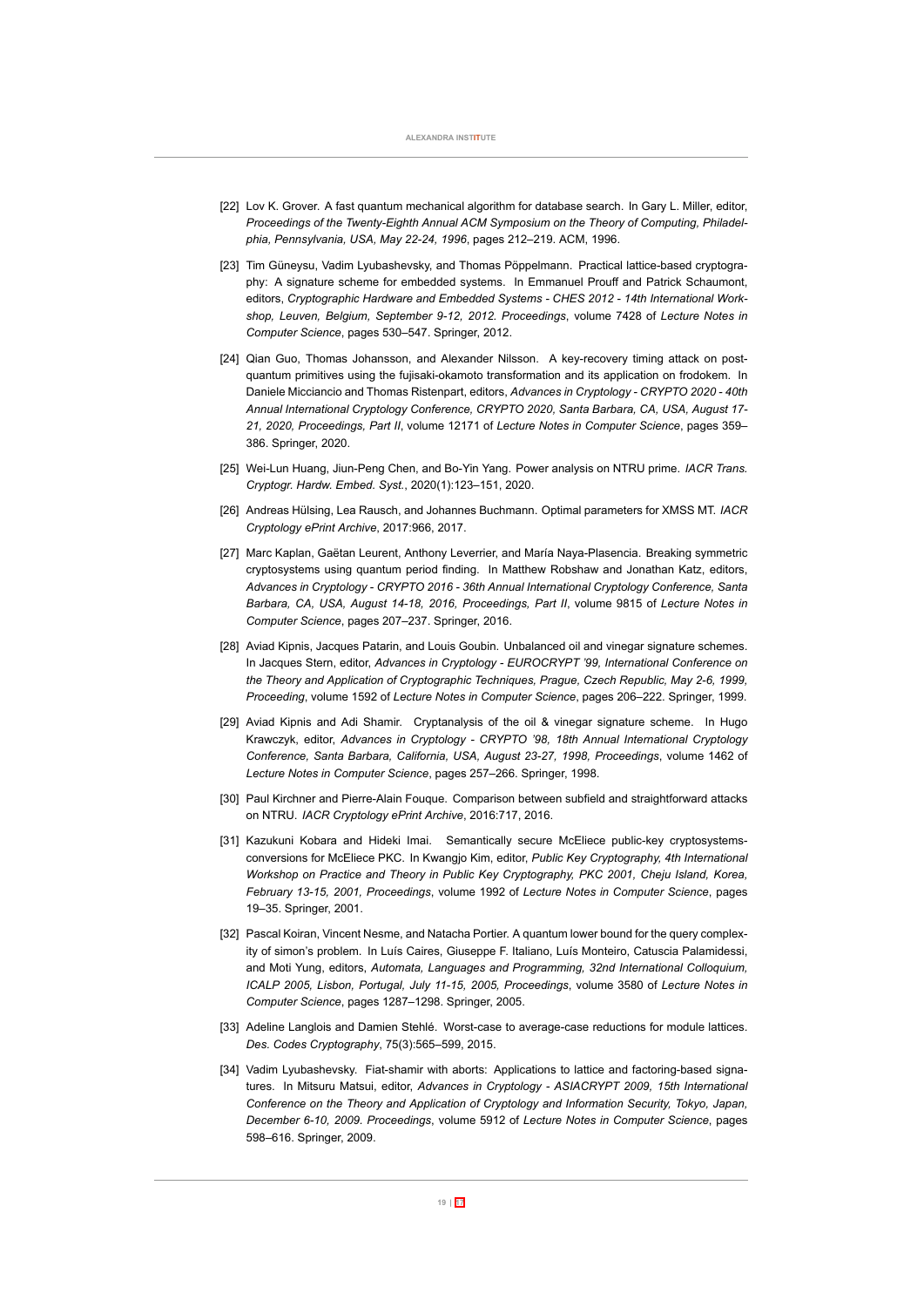[22] Lov K. Grover. A fast quantum mechanical algorithm for database search. In Gary L. Miller, editor, *Proceedings of the Twenty-Eighth Annual ACM Symposium on the Theory of Computing, Philadelphia, Pennsylvania, USA, May 22-24, 1996*, pages 212–219. ACM, 1996.

[23] Tim Güneysu, Vadim Lyubashevsky, and Thomas Pöppelmann. Practical lattice-based cryptography: A signature scheme for embedded systems. In Emmanuel Prouff and Patrick Schaumont, editors, *Cryptographic Hardware and Embedded Systems - CHES 2012 - 14th International Workshop, Leuven, Belgium, September 9-12, 2012. Proceedings*, volume 7428 of *Lecture Notes in Computer Science*, pages 530–547. Springer, 2012.

[24] Qian Guo, Thomas Johansson, and Alexander Nilsson. A key-recovery timing attack on post-quantum primitives using the fujisaki-okamoto transformation and its application on frodokem. In Daniele Micciancio and Thomas Ristenpart, editors, *Advances in Cryptology - CRYPTO 2020 - 40th Annual International Cryptology Conference, CRYPTO 2020, Santa Barbara, CA, USA, August 17-21, 2020, Proceedings, Part II*, volume 12171 of *Lecture Notes in Computer Science*, pages 359–386. Springer, 2020.

[25] Wei-Lun Huang, Jiun-Peng Chen, and Bo-Yin Yang. Power analysis on NTRU prime. *IACR Trans. Cryptogr. Hardw. Embed. Syst.*, 2020(1):123–151, 2020.

[26] Andreas Hülsing, Lea Rausch, and Johannes Buchmann. Optimal parameters for XMSS MT. *IACR Cryptology ePrint Archive*, 2017:966, 2017.

[27] Marc Kaplan, Gaëtan Leurent, Anthony Leverrier, and María Naya-Plasencia. Breaking symmetric cryptosystems using quantum period finding. In Matthew Robshaw and Jonathan Katz, editors, *Advances in Cryptology - CRYPTO 2016 - 36th Annual International Cryptology Conference, Santa Barbara, CA, USA, August 14-18, 2016, Proceedings, Part II*, volume 9815 of *Lecture Notes in Computer Science*, pages 207–237. Springer, 2016.

[28] Aviad Kipnis, Jacques Patarin, and Louis Goubin. Unbalanced oil and vinegar signature schemes. In Jacques Stern, editor, *Advances in Cryptology - EUROCRYPT '99, International Conference on the Theory and Application of Cryptographic Techniques, Prague, Czech Republic, May 2-6, 1999, Proceeding*, volume 1592 of *Lecture Notes in Computer Science*, pages 206–222. Springer, 1999.

[29] Aviad Kipnis and Adi Shamir. Cryptanalysis of the oil & vinegar signature scheme. In Hugo Krawczyk, editor, *Advances in Cryptology - CRYPTO '98, 18th Annual International Cryptology Conference, Santa Barbara, California, USA, August 23-27, 1998, Proceedings*, volume 1462 of *Lecture Notes in Computer Science*, pages 257–266. Springer, 1998.

[30] Paul Kirchner and Pierre-Alain Fouque. Comparison between subfield and straightforward attacks on NTRU. *IACR Cryptology ePrint Archive*, 2016:717, 2016.

[31] Kazukuni Kobara and Hideki Imai. Semantically secure McEliece public-key cryptosystems-conversions for McEliece PKC. In Kwangjo Kim, editor, *Public Key Cryptography, 4th International Workshop on Practice and Theory in Public Key Cryptography, PKC 2001, Cheju Island, Korea, February 13-15, 2001, Proceedings*, volume 1992 of *Lecture Notes in Computer Science*, pages 19–35. Springer, 2001.

[32] Pascal Koiran, Vincent Nesme, and Natacha Portier. A quantum lower bound for the query complexity of simon's problem. In Luís Caires, Giuseppe F. Italiano, Luís Monteiro, Catuscia Palamidessi, and Moti Yung, editors, *Automata, Languages and Programming, 32nd International Colloquium, ICALP 2005, Lisbon, Portugal, July 11-15, 2005, Proceedings*, volume 3580 of *Lecture Notes in Computer Science*, pages 1287–1298. Springer, 2005.

[33] Adeline Langlois and Damien Stehlé. Worst-case to average-case reductions for module lattices. *Des. Codes Cryptography*, 75(3):565–599, 2015.

[34] Vadim Lyubashevsky. Fiat-shamir with aborts: Applications to lattice and factoring-based signatures. In Mitsuru Matsui, editor, *Advances in Cryptology - ASIACRYPT 2009, 15th International Conference on the Theory and Application of Cryptology and Information Security, Tokyo, Japan, December 6-10, 2009. Proceedings*, volume 5912 of *Lecture Notes in Computer Science*, pages 598–616. Springer, 2009.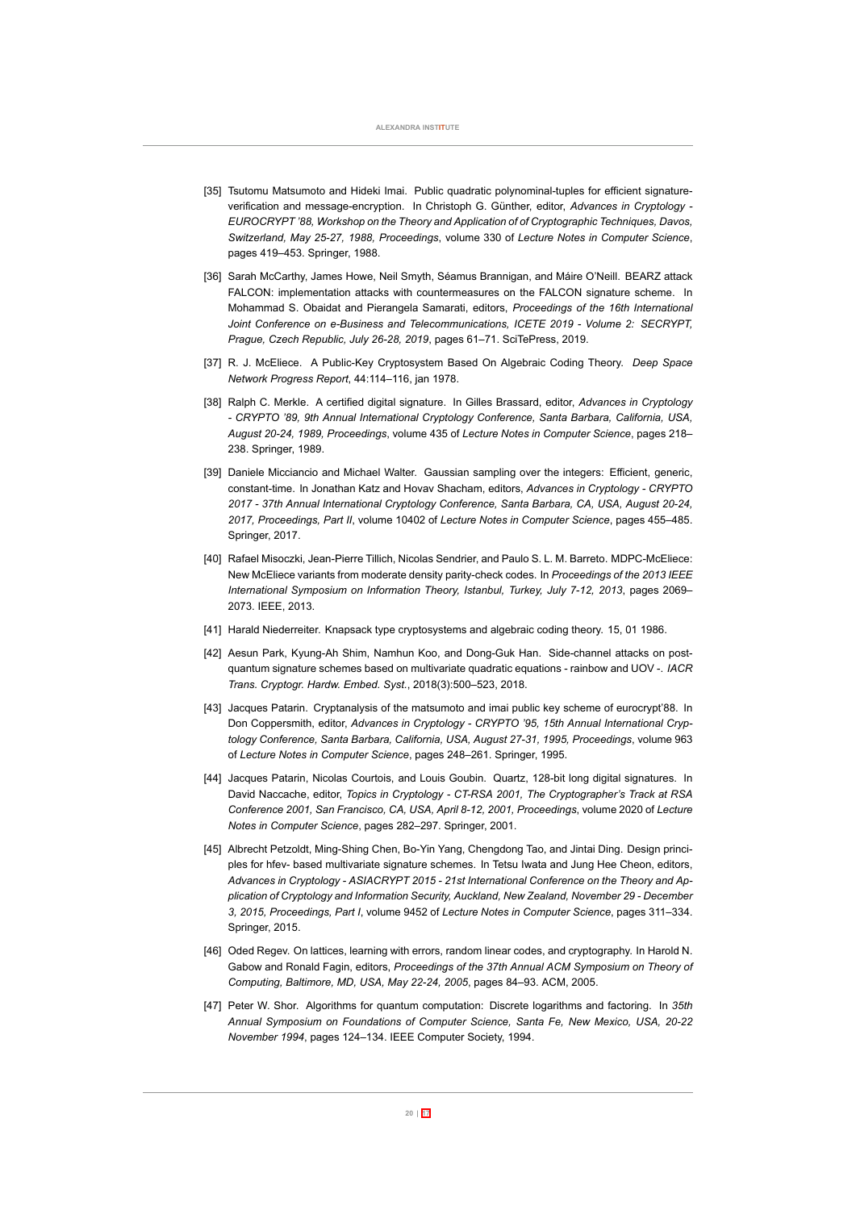[35] Tsutomu Matsumoto and Hideki Imai. Public quadratic polynominal-tuples for efficient signature-verification and message-encryption. In Christoph G. Günther, editor, *Advances in Cryptology - EUROCRYPT '88, Workshop on the Theory and Application of of Cryptographic Techniques, Davos, Switzerland, May 25-27, 1988, Proceedings*, volume 330 of *Lecture Notes in Computer Science*, pages 419–453. Springer, 1988.

[36] Sarah McCarthy, James Howe, Neil Smyth, Séamus Brannigan, and Máire O'Neill. BEARZ attack FALCON: implementation attacks with countermeasures on the FALCON signature scheme. In Mohammad S. Obaidat and Pierangela Samarati, editors, *Proceedings of the 16th International Joint Conference on e-Business and Telecommunications, ICETE 2019 - Volume 2: SECRYPT, Prague, Czech Republic, July 26-28, 2019*, pages 61–71. SciTePress, 2019.

[37] R. J. McEliece. A Public-Key Cryptosystem Based On Algebraic Coding Theory. *Deep Space Network Progress Report*, 44:114–116, jan 1978.

[38] Ralph C. Merkle. A certified digital signature. In Gilles Brassard, editor, *Advances in Cryptology - CRYPTO '89, 9th Annual International Cryptology Conference, Santa Barbara, California, USA, August 20-24, 1989, Proceedings*, volume 435 of *Lecture Notes in Computer Science*, pages 218–238. Springer, 1989.

[39] Daniele Micciancio and Michael Walter. Gaussian sampling over the integers: Efficient, generic, constant-time. In Jonathan Katz and Hovav Shacham, editors, *Advances in Cryptology - CRYPTO 2017 - 37th Annual International Cryptology Conference, Santa Barbara, CA, USA, August 20-24, 2017, Proceedings, Part II*, volume 10402 of *Lecture Notes in Computer Science*, pages 455–485. Springer, 2017.

[40] Rafael Misoczki, Jean-Pierre Tillich, Nicolas Sendrier, and Paulo S. L. M. Barreto. MDPC-McEliece: New McEliece variants from moderate density parity-check codes. In *Proceedings of the 2013 IEEE International Symposium on Information Theory, Istanbul, Turkey, July 7-12, 2013*, pages 2069–2073. IEEE, 2013.

[41] Harald Niederreiter. Knapsack type cryptosystems and algebraic coding theory. 15, 01 1986.

[42] Aesun Park, Kyung-Ah Shim, Namhun Koo, and Dong-Guk Han. Side-channel attacks on post-quantum signature schemes based on multivariate quadratic equations - rainbow and UOV -. *IACR Trans. Cryptogr. Hardw. Embed. Syst.*, 2018(3):500–523, 2018.

[43] Jacques Patarin. Cryptanalysis of the matsumoto and imai public key scheme of eurocrypt'88. In Don Coppersmith, editor, *Advances in Cryptology - CRYPTO '95, 15th Annual International Cryptology Conference, Santa Barbara, California, USA, August 27-31, 1995, Proceedings*, volume 963 of *Lecture Notes in Computer Science*, pages 248–261. Springer, 1995.

[44] Jacques Patarin, Nicolas Courtois, and Louis Goubin. Quartz, 128-bit long digital signatures. In David Naccache, editor, *Topics in Cryptology - CT-RSA 2001, The Cryptographer's Track at RSA Conference 2001, San Francisco, CA, USA, April 8-12, 2001, Proceedings*, volume 2020 of *Lecture Notes in Computer Science*, pages 282–297. Springer, 2001.

[45] Albrecht Petzoldt, Ming-Shing Chen, Bo-Yin Yang, Chengdong Tao, and Jintai Ding. Design principles for hfev- based multivariate signature schemes. In Tetsu Iwata and Jung Hee Cheon, editors, *Advances in Cryptology - ASIACRYPT 2015 - 21st International Conference on the Theory and Application of Cryptology and Information Security, Auckland, New Zealand, November 29 - December 3, 2015, Proceedings, Part I*, volume 9452 of *Lecture Notes in Computer Science*, pages 311–334. Springer, 2015.

[46] Oded Regev. On lattices, learning with errors, random linear codes, and cryptography. In Harold N. Gabow and Ronald Fagin, editors, *Proceedings of the 37th Annual ACM Symposium on Theory of Computing, Baltimore, MD, USA, May 22-24, 2005*, pages 84–93. ACM, 2005.

[47] Peter W. Shor. Algorithms for quantum computation: Discrete logarithms and factoring. In *35th Annual Symposium on Foundations of Computer Science, Santa Fe, New Mexico, USA, 20-22 November 1994*, pages 124–134. IEEE Computer Society, 1994.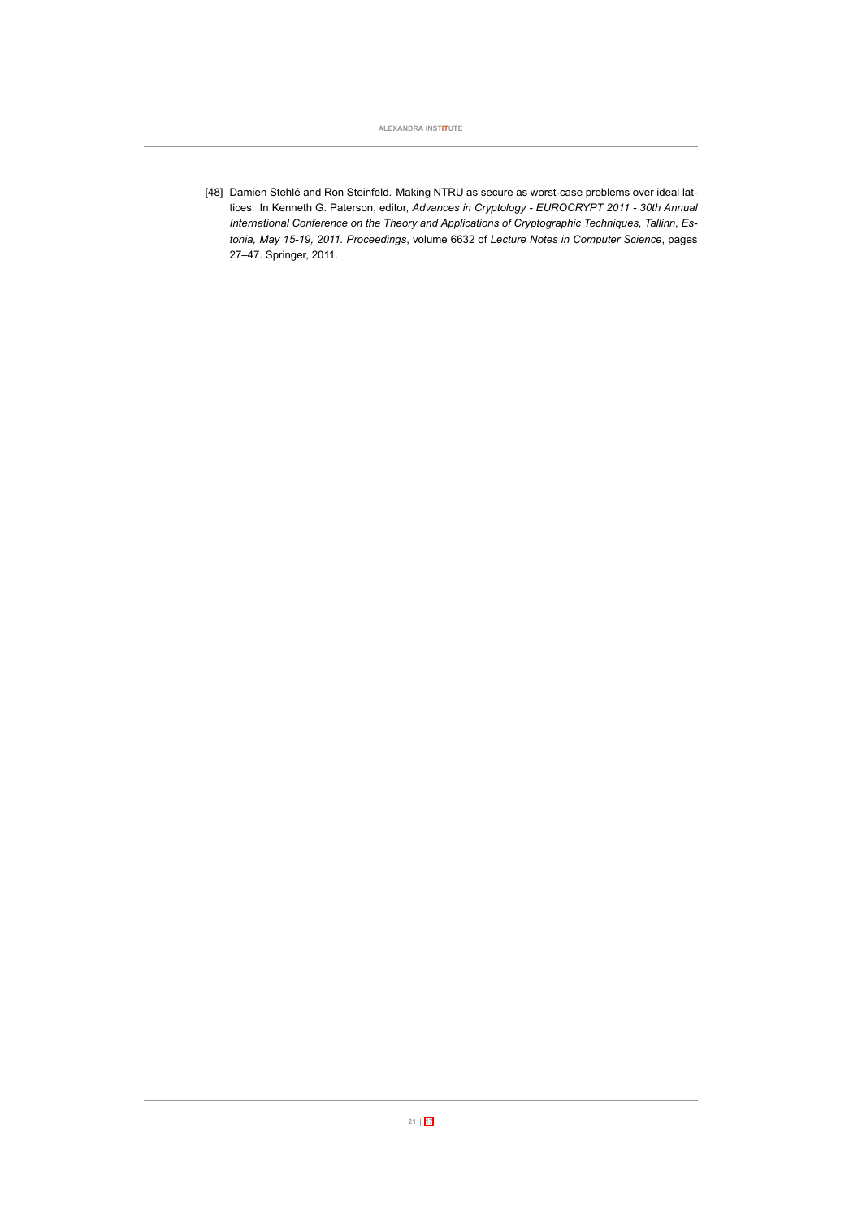[48] Damien Stehlé and Ron Steinfeld. Making NTRU as secure as worst-case problems over ideal lattices. In Kenneth G. Paterson, editor, *Advances in Cryptology - EUROCRYPT 2011 - 30th Annual International Conference on the Theory and Applications of Cryptographic Techniques, Tallinn, Estonia, May 15-19, 2011. Proceedings*, volume 6632 of *Lecture Notes in Computer Science*, pages 27–47. Springer, 2011.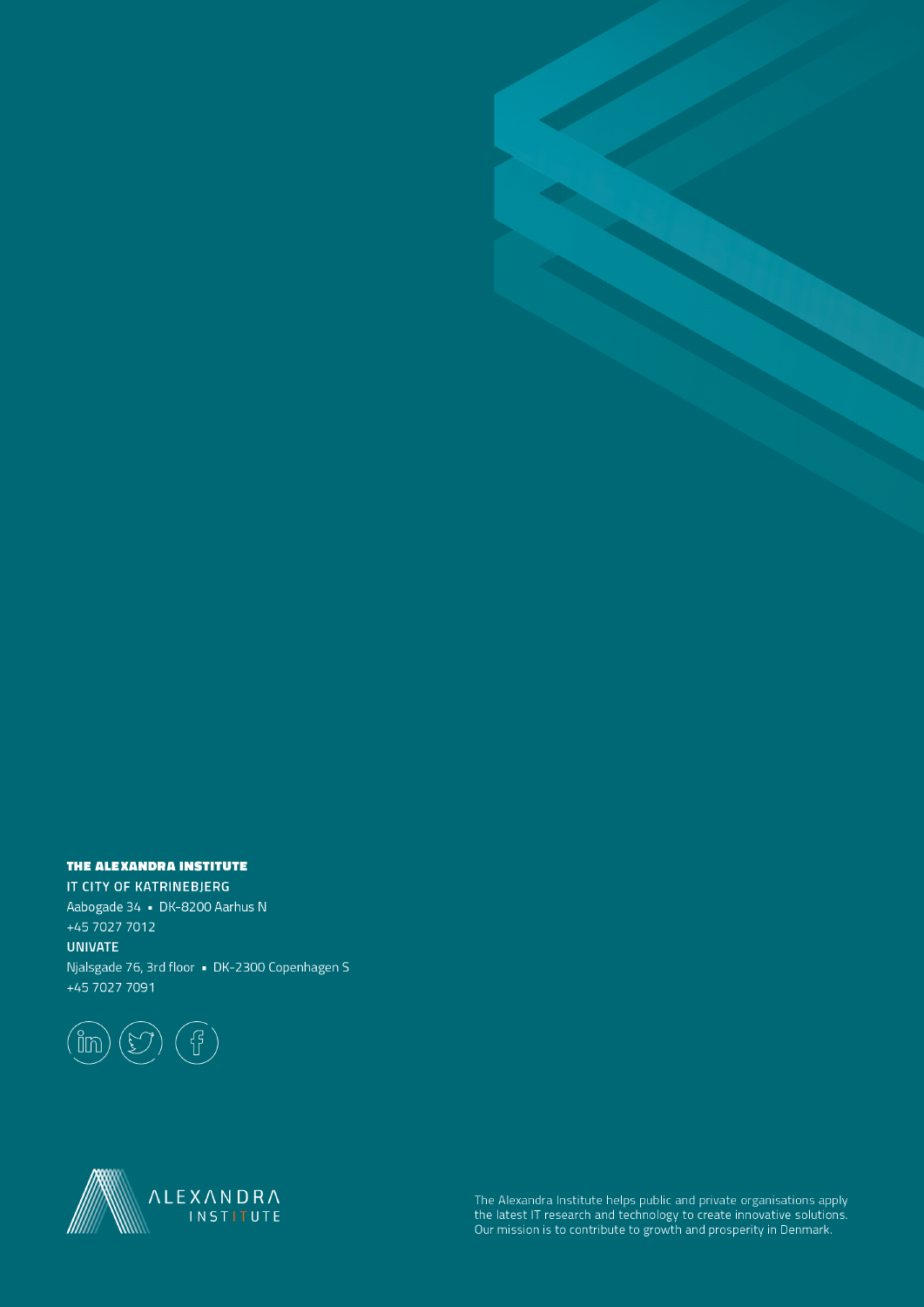**THE ALEXANDRA INSTITUTE**

**IT CITY OF KATRINEBJERG**
Aabogade 34 ▪ DK-8200 Aarhus N
+45 7027 7012

**UNIVATE**
Njalsgade 76, 3rd floor ▪ DK-2300 Copenhagen S
+45 7027 7091

ALEXANDRA INSTITUTE

The Alexandra Institute helps public and private organisations apply the latest IT research and technology to create innovative solutions. Our mission is to contribute to growth and prosperity in Denmark.